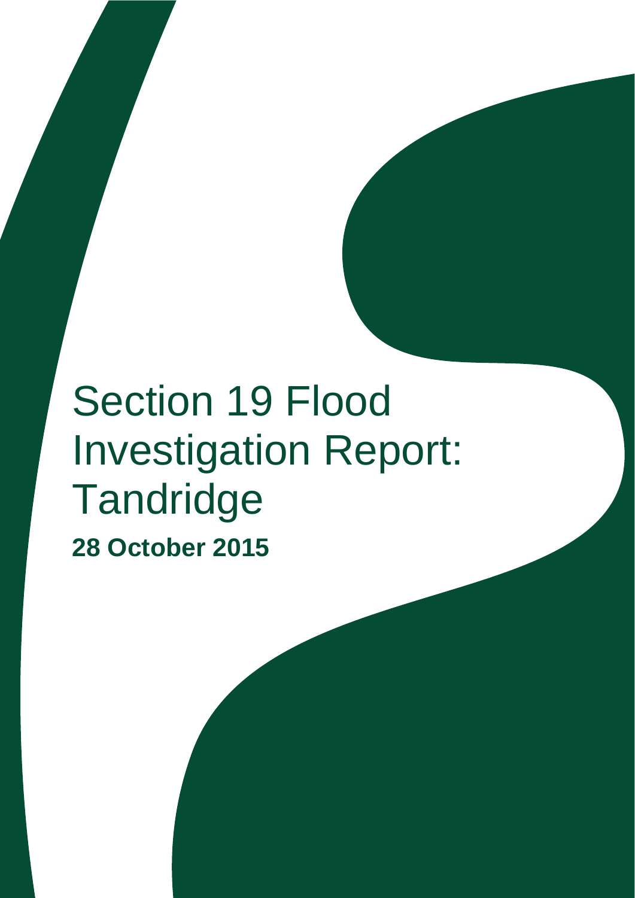# Section 19 Flood Investigation Report: Tandridge

**28 October 2015**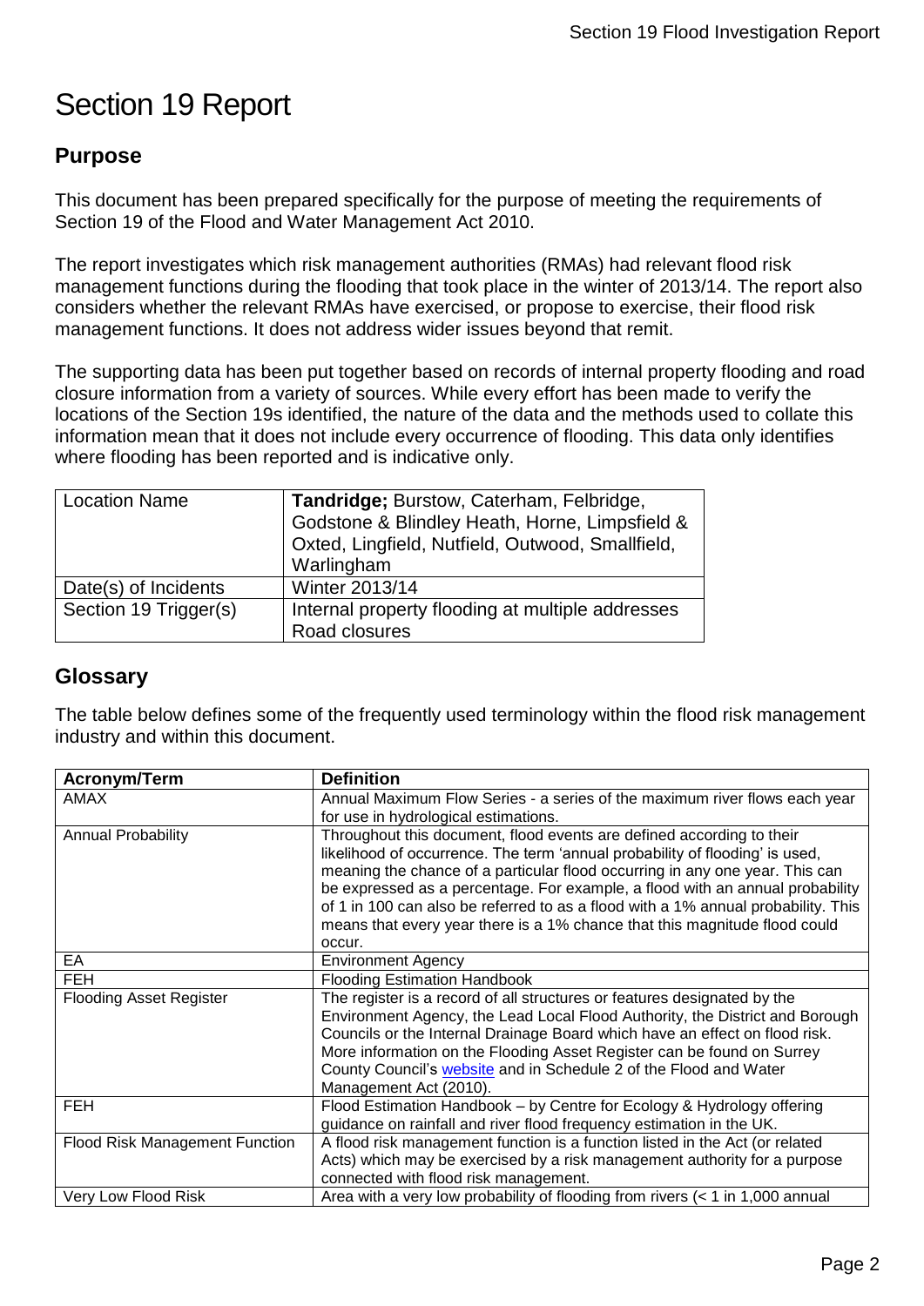# Section 19 Report

## Purpose

This document has been prepared specifically for the purpose of meeting the requirements of Section 19 of the Flood and Water Management Act 2010.

The report investigates which risk management authorities (RMAs) had relevant flood risk management functions during the flooding that took place in the winter of 2013/14. The report also considers whether the relevant RMAs have exercised, or propose to exercise, their flood risk management functions. It does not address wider issues beyond that remit.

The supporting data has been put together based on records of internal property flooding and road closure information from a variety of sources. While every effort has been made to verify the locations of the Section 19s identified, the nature of the data and the methods used to collate this information mean that it does not include every occurrence of flooding. This data only identifies where flooding has been reported and is indicative only.

| Location Name | **Tandridge;** Burstow, Caterham, Felbridge, Godstone & Blindley Heath, Horne, Limpsfield & Oxted, Lingfield, Nutfield, Outwood, Smallfield, Warlingham |
|---|---|
| Date(s) of Incidents | Winter 2013/14 |
| Section 19 Trigger(s) | Internal property flooding at multiple addresses<br>Road closures |

## Glossary

The table below defines some of the frequently used terminology within the flood risk management industry and within this document.

| Acronym/Term | Definition |
|---|---|
| AMAX | Annual Maximum Flow Series - a series of the maximum river flows each year for use in hydrological estimations. |
| Annual Probability | Throughout this document, flood events are defined according to their likelihood of occurrence. The term 'annual probability of flooding' is used, meaning the chance of a particular flood occurring in any one year. This can be expressed as a percentage. For example, a flood with an annual probability of 1 in 100 can also be referred to as a flood with a 1% annual probability. This means that every year there is a 1% chance that this magnitude flood could occur. |
| EA | Environment Agency |
| FEH | Flooding Estimation Handbook |
| Flooding Asset Register | The register is a record of all structures or features designated by the Environment Agency, the Lead Local Flood Authority, the District and Borough Councils or the Internal Drainage Board which have an effect on flood risk. More information on the Flooding Asset Register can be found on Surrey County Council's website and in Schedule 2 of the Flood and Water Management Act (2010). |
| FEH | Flood Estimation Handbook – by Centre for Ecology & Hydrology offering guidance on rainfall and river flood frequency estimation in the UK. |
| Flood Risk Management Function | A flood risk management function is a function listed in the Act (or related Acts) which may be exercised by a risk management authority for a purpose connected with flood risk management. |
| Very Low Flood Risk | Area with a very low probability of flooding from rivers (< 1 in 1,000 annual |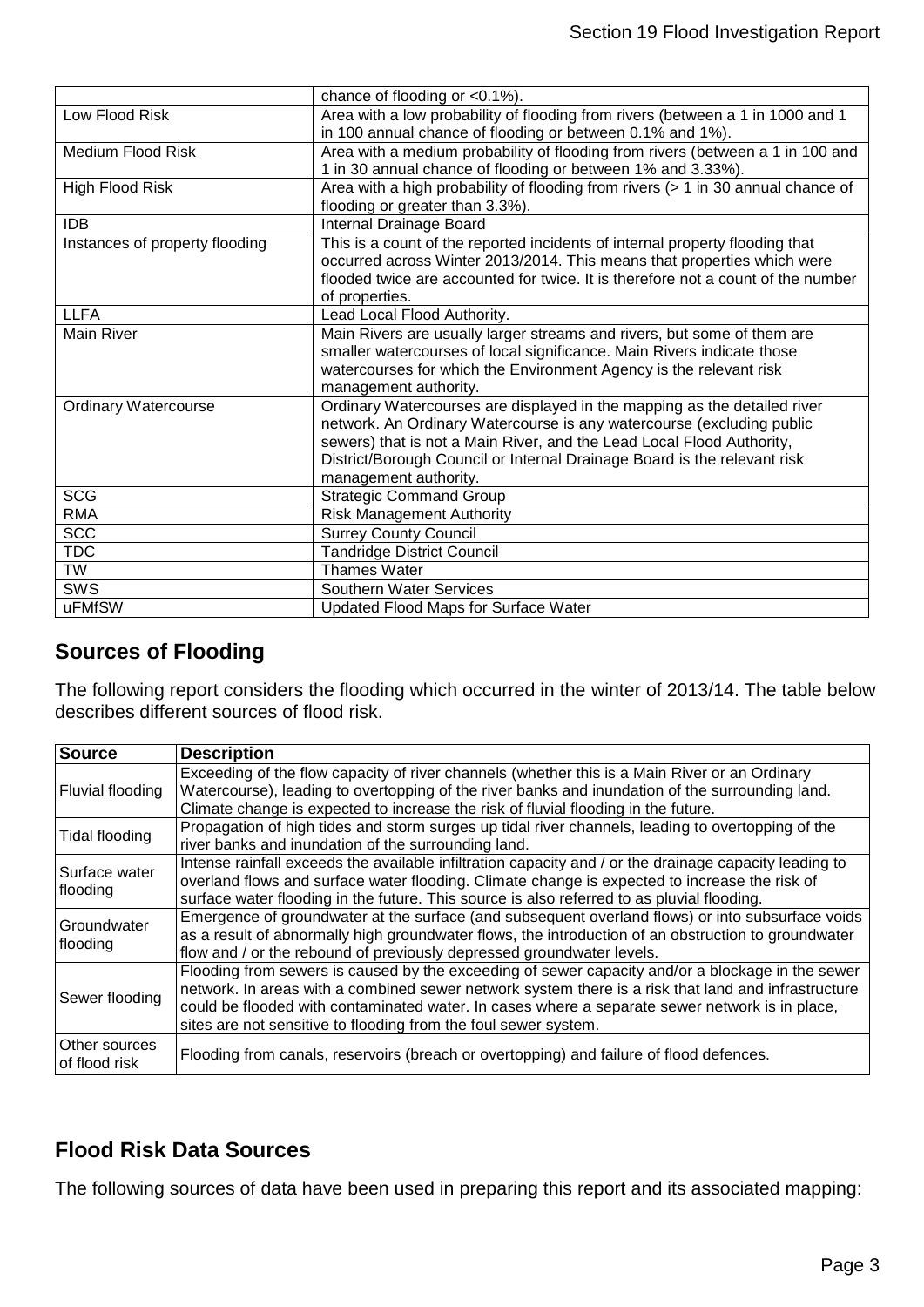| | |
|---|---|
| | chance of flooding or <0.1%). |
| Low Flood Risk | Area with a low probability of flooding from rivers (between a 1 in 1000 and 1 in 100 annual chance of flooding or between 0.1% and 1%). |
| Medium Flood Risk | Area with a medium probability of flooding from rivers (between a 1 in 100 and 1 in 30 annual chance of flooding or between 1% and 3.33%). |
| High Flood Risk | Area with a high probability of flooding from rivers (> 1 in 30 annual chance of flooding or greater than 3.3%). |
| IDB | Internal Drainage Board |
| Instances of property flooding | This is a count of the reported incidents of internal property flooding that occurred across Winter 2013/2014. This means that properties which were flooded twice are accounted for twice. It is therefore not a count of the number of properties. |
| LLFA | Lead Local Flood Authority. |
| Main River | Main Rivers are usually larger streams and rivers, but some of them are smaller watercourses of local significance. Main Rivers indicate those watercourses for which the Environment Agency is the relevant risk management authority. |
| Ordinary Watercourse | Ordinary Watercourses are displayed in the mapping as the detailed river network. An Ordinary Watercourse is any watercourse (excluding public sewers) that is not a Main River, and the Lead Local Flood Authority, District/Borough Council or Internal Drainage Board is the relevant risk management authority. |
| SCG | Strategic Command Group |
| RMA | Risk Management Authority |
| SCC | Surrey County Council |
| TDC | Tandridge District Council |
| TW | Thames Water |
| SWS | Southern Water Services |
| uFMfSW | Updated Flood Maps for Surface Water |

## Sources of Flooding

The following report considers the flooding which occurred in the winter of 2013/14. The table below describes different sources of flood risk.

| Source | Description |
|---|---|
| Fluvial flooding | Exceeding of the flow capacity of river channels (whether this is a Main River or an Ordinary Watercourse), leading to overtopping of the river banks and inundation of the surrounding land. Climate change is expected to increase the risk of fluvial flooding in the future. |
| Tidal flooding | Propagation of high tides and storm surges up tidal river channels, leading to overtopping of the river banks and inundation of the surrounding land. |
| Surface water flooding | Intense rainfall exceeds the available infiltration capacity and / or the drainage capacity leading to overland flows and surface water flooding. Climate change is expected to increase the risk of surface water flooding in the future. This source is also referred to as pluvial flooding. |
| Groundwater flooding | Emergence of groundwater at the surface (and subsequent overland flows) or into subsurface voids as a result of abnormally high groundwater flows, the introduction of an obstruction to groundwater flow and / or the rebound of previously depressed groundwater levels. |
| Sewer flooding | Flooding from sewers is caused by the exceeding of sewer capacity and/or a blockage in the sewer network. In areas with a combined sewer network system there is a risk that land and infrastructure could be flooded with contaminated water. In cases where a separate sewer network is in place, sites are not sensitive to flooding from the foul sewer system. |
| Other sources of flood risk | Flooding from canals, reservoirs (breach or overtopping) and failure of flood defences. |

## Flood Risk Data Sources

The following sources of data have been used in preparing this report and its associated mapping: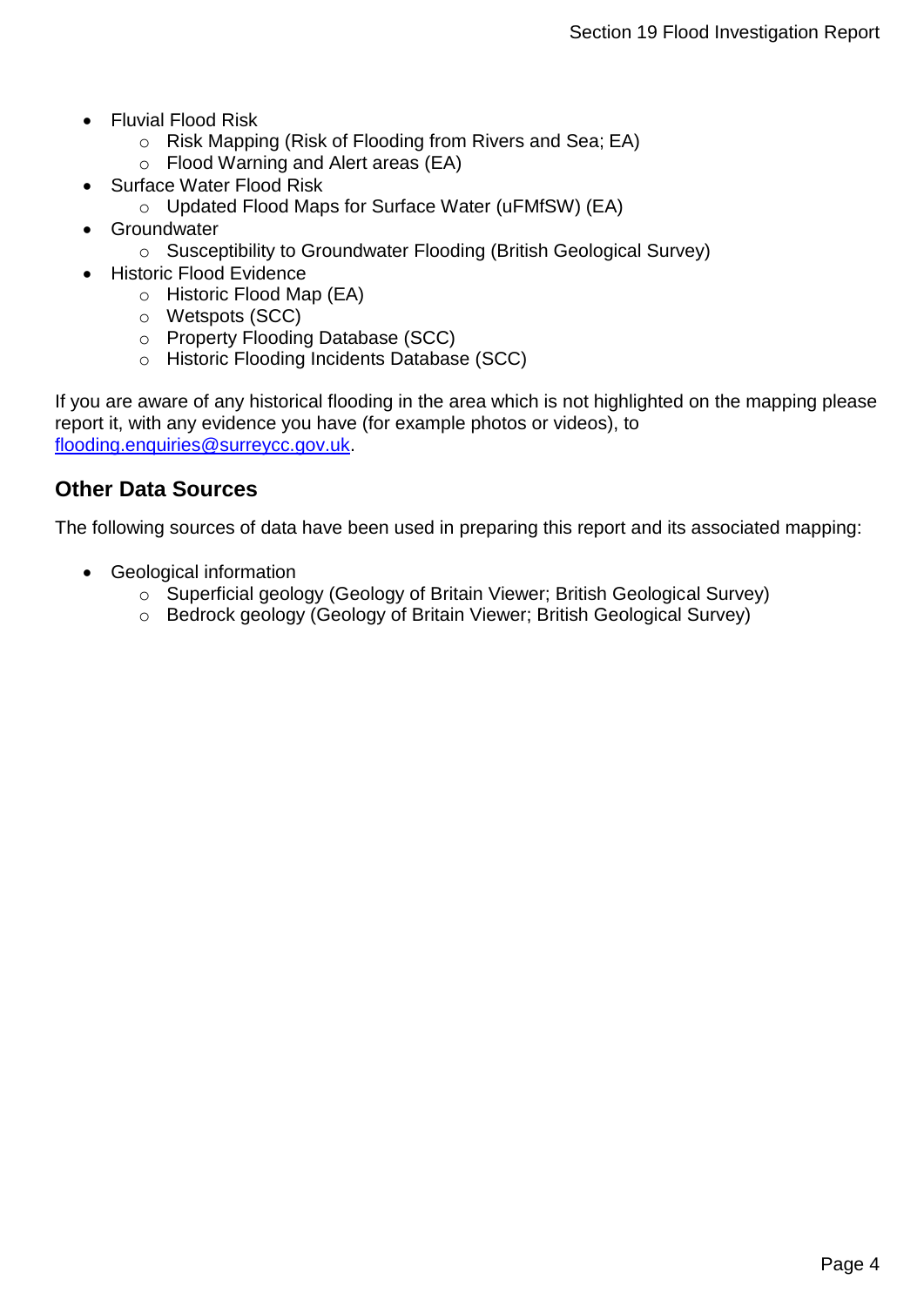- Fluvial Flood Risk
  - Risk Mapping (Risk of Flooding from Rivers and Sea; EA)
  - Flood Warning and Alert areas (EA)
- Surface Water Flood Risk
  - Updated Flood Maps for Surface Water (uFMfSW) (EA)
- Groundwater
  - Susceptibility to Groundwater Flooding (British Geological Survey)
- Historic Flood Evidence
  - Historic Flood Map (EA)
  - Wetspots (SCC)
  - Property Flooding Database (SCC)
  - Historic Flooding Incidents Database (SCC)

If you are aware of any historical flooding in the area which is not highlighted on the mapping please report it, with any evidence you have (for example photos or videos), to flooding.enquiries@surreycc.gov.uk.

## Other Data Sources

The following sources of data have been used in preparing this report and its associated mapping:

- Geological information
  - Superficial geology (Geology of Britain Viewer; British Geological Survey)
  - Bedrock geology (Geology of Britain Viewer; British Geological Survey)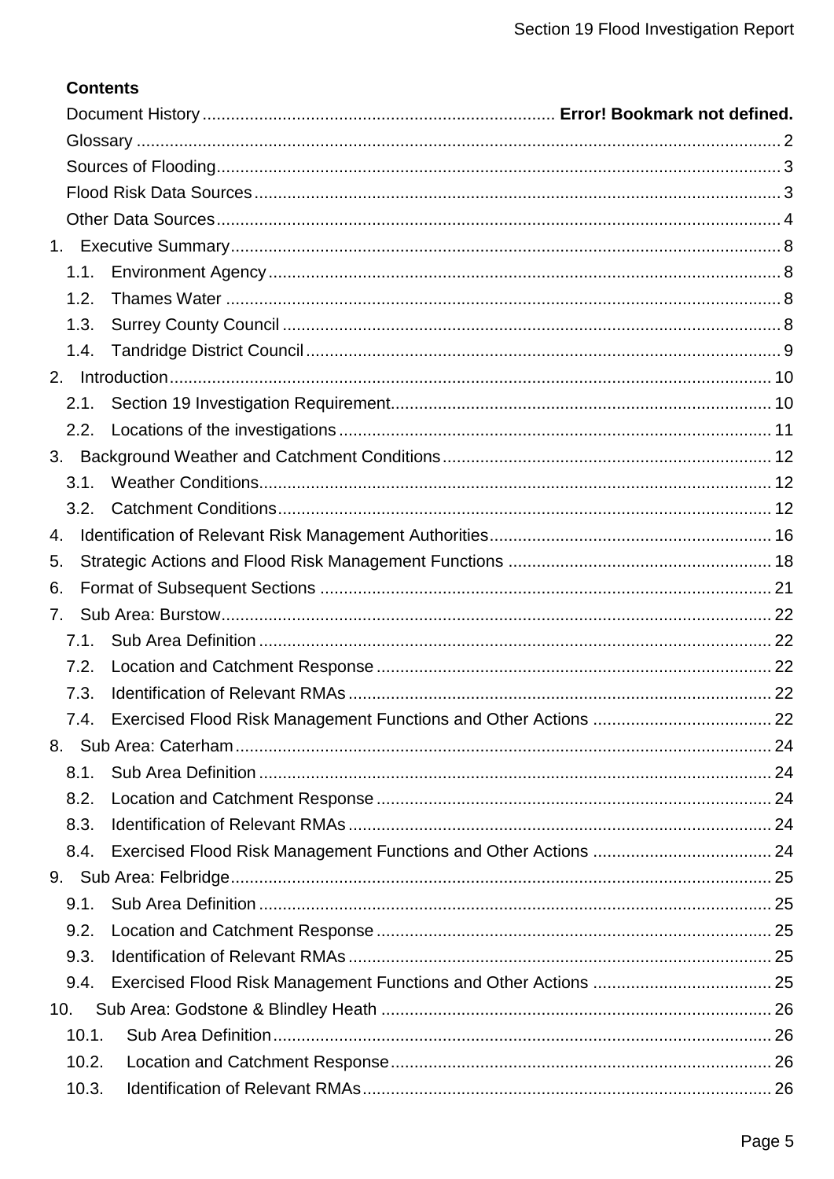**Contents**

Document History ......................................................................... **Error! Bookmark not defined.**

Glossary ....................................................................................................................... 2

Sources of Flooding ...................................................................................................... 3

Flood Risk Data Sources .............................................................................................. 3

Other Data Sources ...................................................................................................... 4

1. Executive Summary ................................................................................................... 8
   - 1.1. Environment Agency ........................................................................................... 8
   - 1.2. Thames Water .................................................................................................... 8
   - 1.3. Surrey County Council ........................................................................................ 8
   - 1.4. Tandridge District Council ................................................................................... 9
2. Introduction .............................................................................................................. 10
   - 2.1. Section 19 Investigation Requirement ................................................................ 10
   - 2.2. Locations of the investigations .......................................................................... 11
3. Background Weather and Catchment Conditions ..................................................... 12
   - 3.1. Weather Conditions ........................................................................................... 12
   - 3.2. Catchment Conditions ....................................................................................... 12
4. Identification of Relevant Risk Management Authorities .......................................... 16
5. Strategic Actions and Flood Risk Management Functions ....................................... 18
6. Format of Subsequent Sections .............................................................................. 21
7. Sub Area: Burstow ................................................................................................... 22
   - 7.1. Sub Area Definition ........................................................................................... 22
   - 7.2. Location and Catchment Response ................................................................... 22
   - 7.3. Identification of Relevant RMAs ........................................................................ 22
   - 7.4. Exercised Flood Risk Management Functions and Other Actions ..................... 22
8. Sub Area: Caterham ................................................................................................ 24
   - 8.1. Sub Area Definition ........................................................................................... 24
   - 8.2. Location and Catchment Response ................................................................... 24
   - 8.3. Identification of Relevant RMAs ........................................................................ 24
   - 8.4. Exercised Flood Risk Management Functions and Other Actions ..................... 24
9. Sub Area: Felbridge ................................................................................................. 25
   - 9.1. Sub Area Definition ........................................................................................... 25
   - 9.2. Location and Catchment Response ................................................................... 25
   - 9.3. Identification of Relevant RMAs ........................................................................ 25
   - 9.4. Exercised Flood Risk Management Functions and Other Actions ..................... 25
10. Sub Area: Godstone & Blindley Heath .................................................................. 26
    - 10.1. Sub Area Definition ......................................................................................... 26
    - 10.2. Location and Catchment Response ................................................................. 26
    - 10.3. Identification of Relevant RMAs ...................................................................... 26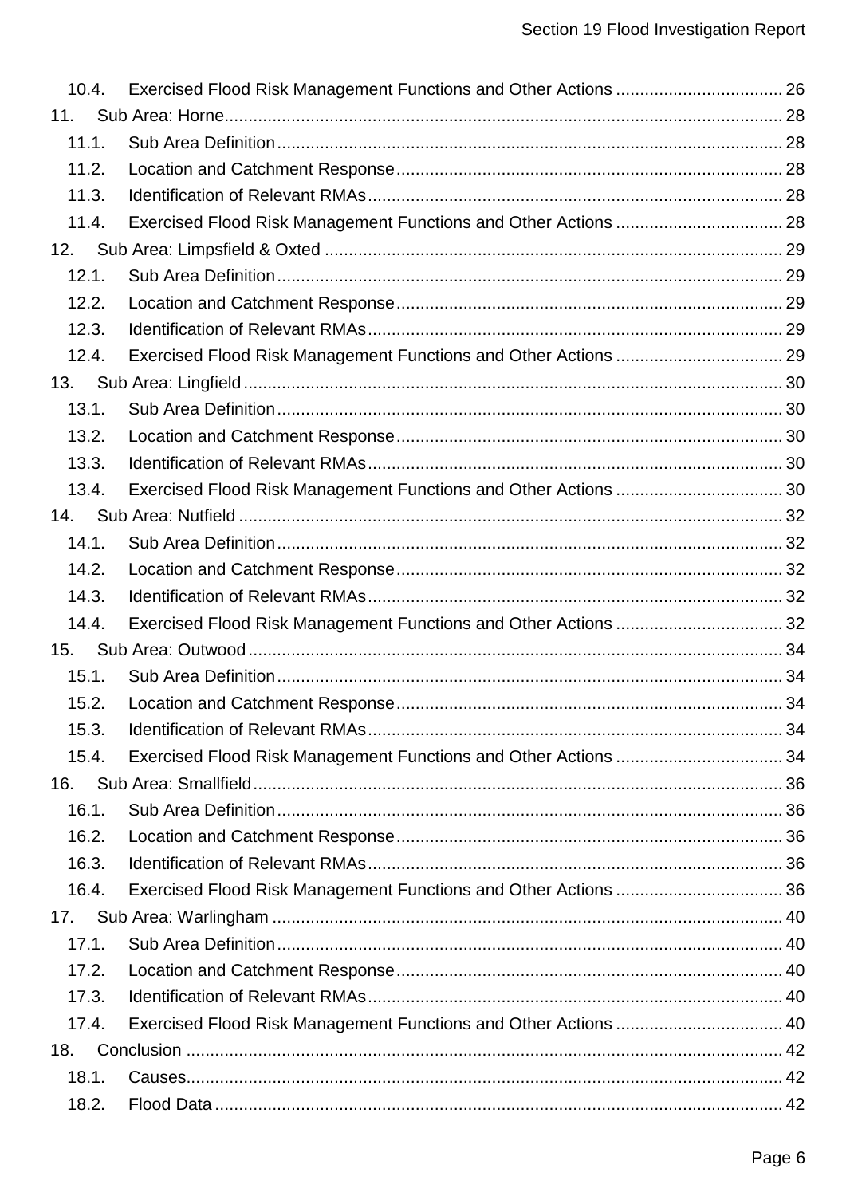10.4. Exercised Flood Risk Management Functions and Other Actions ... 26
11. Sub Area: Horne ... 28
11.1. Sub Area Definition ... 28
11.2. Location and Catchment Response ... 28
11.3. Identification of Relevant RMAs ... 28
11.4. Exercised Flood Risk Management Functions and Other Actions ... 28
12. Sub Area: Limpsfield & Oxted ... 29
12.1. Sub Area Definition ... 29
12.2. Location and Catchment Response ... 29
12.3. Identification of Relevant RMAs ... 29
12.4. Exercised Flood Risk Management Functions and Other Actions ... 29
13. Sub Area: Lingfield ... 30
13.1. Sub Area Definition ... 30
13.2. Location and Catchment Response ... 30
13.3. Identification of Relevant RMAs ... 30
13.4. Exercised Flood Risk Management Functions and Other Actions ... 30
14. Sub Area: Nutfield ... 32
14.1. Sub Area Definition ... 32
14.2. Location and Catchment Response ... 32
14.3. Identification of Relevant RMAs ... 32
14.4. Exercised Flood Risk Management Functions and Other Actions ... 32
15. Sub Area: Outwood ... 34
15.1. Sub Area Definition ... 34
15.2. Location and Catchment Response ... 34
15.3. Identification of Relevant RMAs ... 34
15.4. Exercised Flood Risk Management Functions and Other Actions ... 34
16. Sub Area: Smallfield ... 36
16.1. Sub Area Definition ... 36
16.2. Location and Catchment Response ... 36
16.3. Identification of Relevant RMAs ... 36
16.4. Exercised Flood Risk Management Functions and Other Actions ... 36
17. Sub Area: Warlingham ... 40
17.1. Sub Area Definition ... 40
17.2. Location and Catchment Response ... 40
17.3. Identification of Relevant RMAs ... 40
17.4. Exercised Flood Risk Management Functions and Other Actions ... 40
18. Conclusion ... 42
18.1. Causes ... 42
18.2. Flood Data ... 42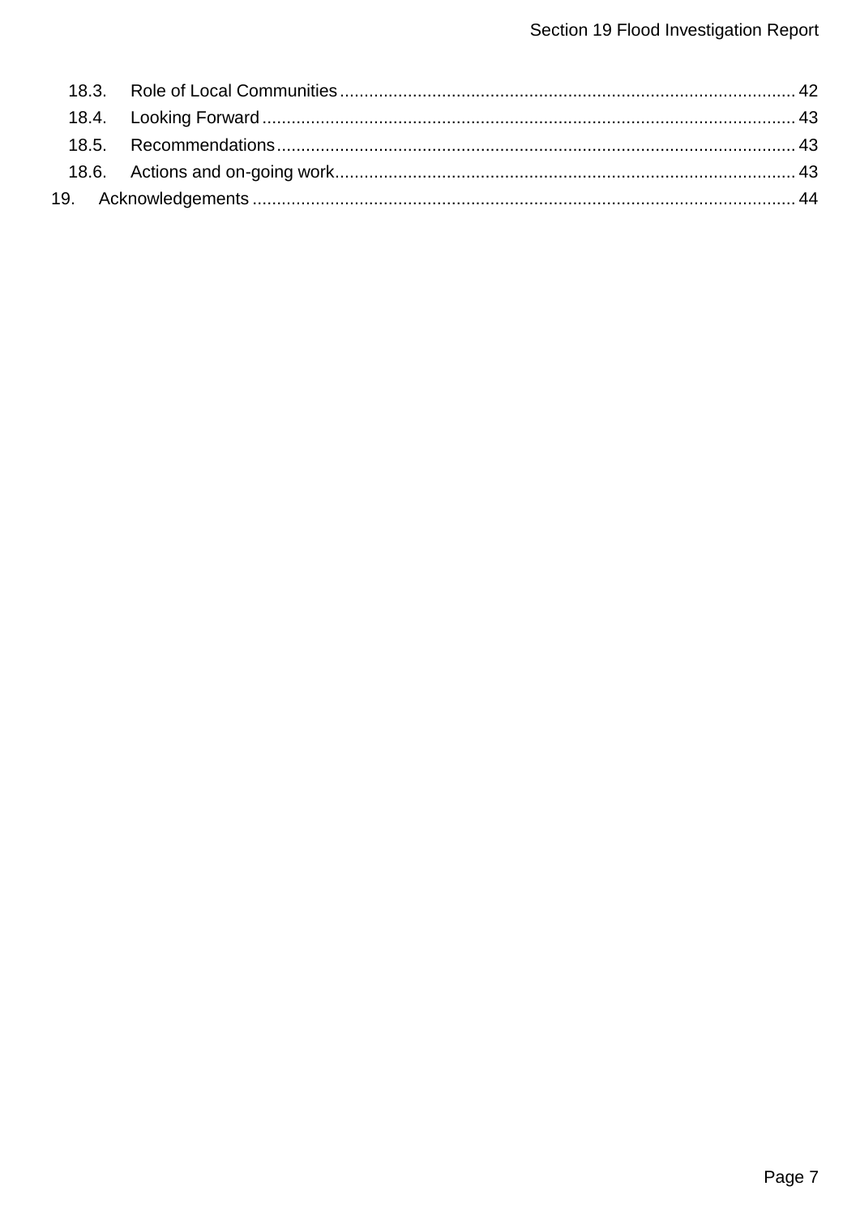18.3. Role of Local Communities ........................................................................................... 42

18.4. Looking Forward ........................................................................................................ 43

18.5. Recommendations ..................................................................................................... 43

18.6. Actions and on-going work ........................................................................................ 43

19. Acknowledgements ........................................................................................................... 44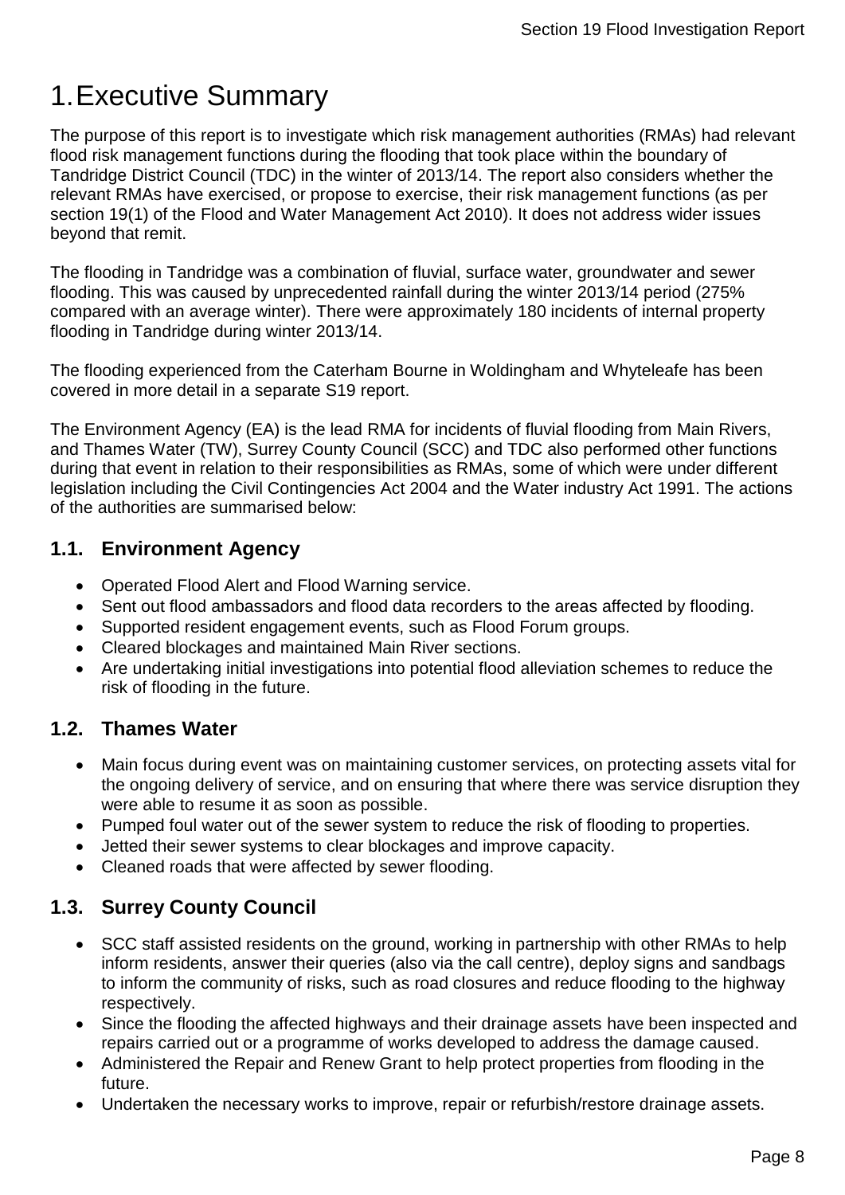# 1. Executive Summary

The purpose of this report is to investigate which risk management authorities (RMAs) had relevant flood risk management functions during the flooding that took place within the boundary of Tandridge District Council (TDC) in the winter of 2013/14. The report also considers whether the relevant RMAs have exercised, or propose to exercise, their risk management functions (as per section 19(1) of the Flood and Water Management Act 2010). It does not address wider issues beyond that remit.

The flooding in Tandridge was a combination of fluvial, surface water, groundwater and sewer flooding. This was caused by unprecedented rainfall during the winter 2013/14 period (275% compared with an average winter). There were approximately 180 incidents of internal property flooding in Tandridge during winter 2013/14.

The flooding experienced from the Caterham Bourne in Woldingham and Whyteleafe has been covered in more detail in a separate S19 report.

The Environment Agency (EA) is the lead RMA for incidents of fluvial flooding from Main Rivers, and Thames Water (TW), Surrey County Council (SCC) and TDC also performed other functions during that event in relation to their responsibilities as RMAs, some of which were under different legislation including the Civil Contingencies Act 2004 and the Water industry Act 1991. The actions of the authorities are summarised below:

## 1.1. Environment Agency

- Operated Flood Alert and Flood Warning service.
- Sent out flood ambassadors and flood data recorders to the areas affected by flooding.
- Supported resident engagement events, such as Flood Forum groups.
- Cleared blockages and maintained Main River sections.
- Are undertaking initial investigations into potential flood alleviation schemes to reduce the risk of flooding in the future.

## 1.2. Thames Water

- Main focus during event was on maintaining customer services, on protecting assets vital for the ongoing delivery of service, and on ensuring that where there was service disruption they were able to resume it as soon as possible.
- Pumped foul water out of the sewer system to reduce the risk of flooding to properties.
- Jetted their sewer systems to clear blockages and improve capacity.
- Cleaned roads that were affected by sewer flooding.

## 1.3. Surrey County Council

- SCC staff assisted residents on the ground, working in partnership with other RMAs to help inform residents, answer their queries (also via the call centre), deploy signs and sandbags to inform the community of risks, such as road closures and reduce flooding to the highway respectively.
- Since the flooding the affected highways and their drainage assets have been inspected and repairs carried out or a programme of works developed to address the damage caused.
- Administered the Repair and Renew Grant to help protect properties from flooding in the future.
- Undertaken the necessary works to improve, repair or refurbish/restore drainage assets.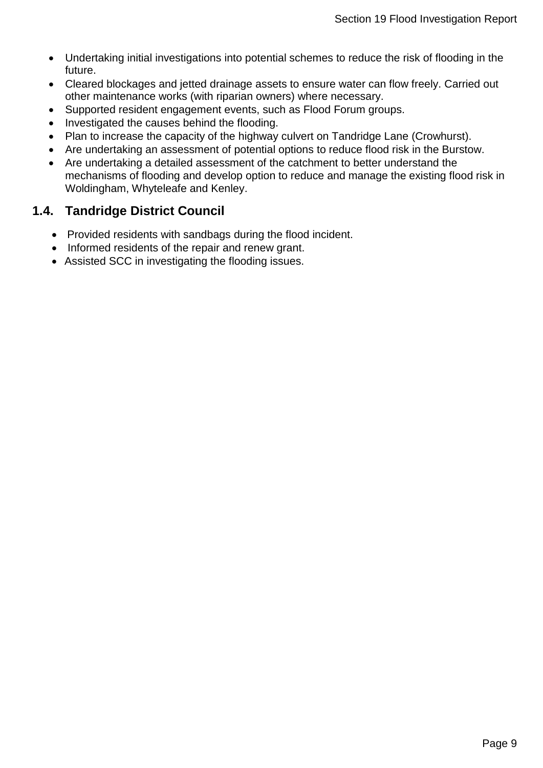- Undertaking initial investigations into potential schemes to reduce the risk of flooding in the future.
- Cleared blockages and jetted drainage assets to ensure water can flow freely. Carried out other maintenance works (with riparian owners) where necessary.
- Supported resident engagement events, such as Flood Forum groups.
- Investigated the causes behind the flooding.
- Plan to increase the capacity of the highway culvert on Tandridge Lane (Crowhurst).
- Are undertaking an assessment of potential options to reduce flood risk in the Burstow.
- Are undertaking a detailed assessment of the catchment to better understand the mechanisms of flooding and develop option to reduce and manage the existing flood risk in Woldingham, Whyteleafe and Kenley.

## 1.4. Tandridge District Council

- Provided residents with sandbags during the flood incident.
- Informed residents of the repair and renew grant.
- Assisted SCC in investigating the flooding issues.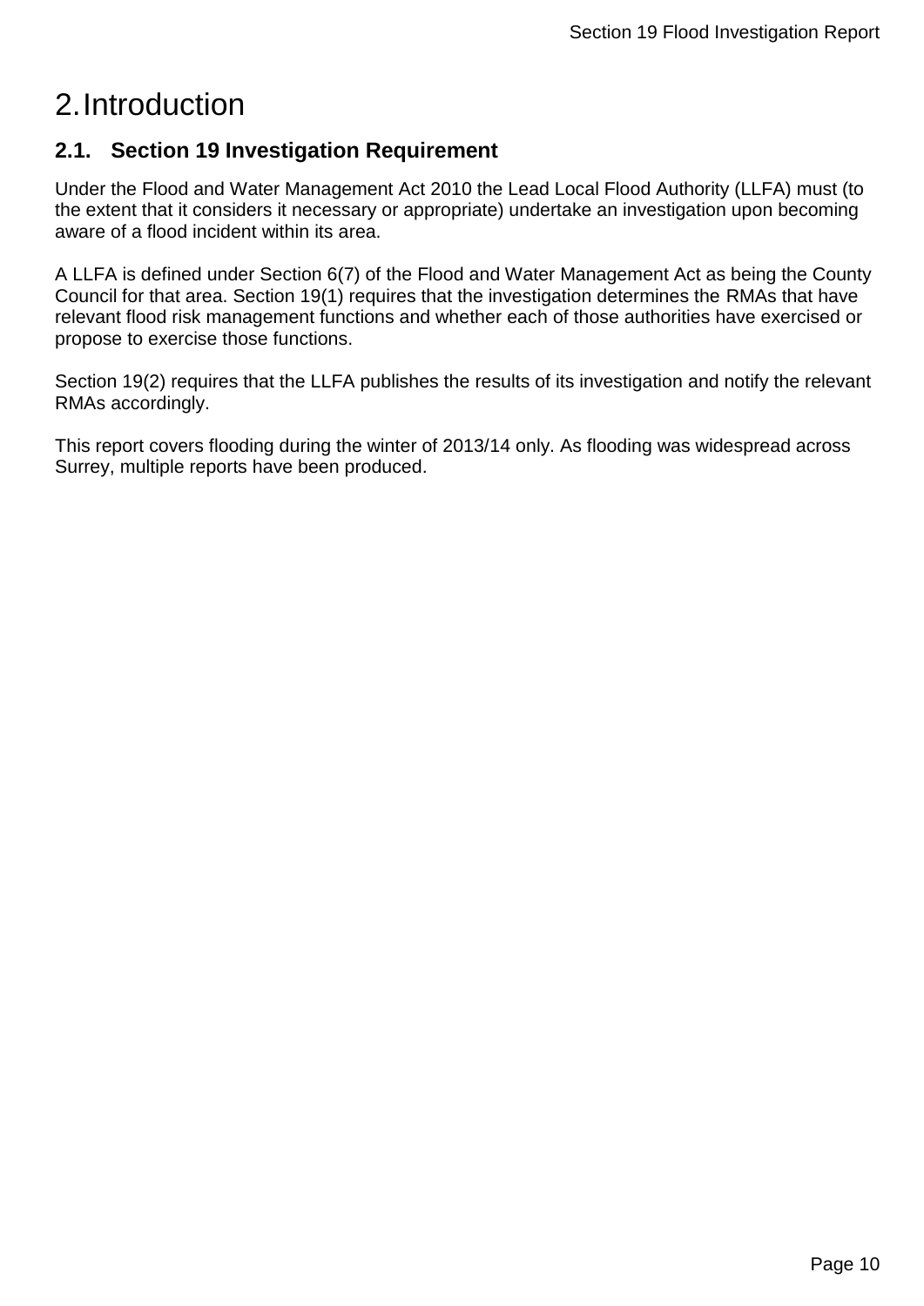# 2. Introduction

## 2.1. Section 19 Investigation Requirement

Under the Flood and Water Management Act 2010 the Lead Local Flood Authority (LLFA) must (to the extent that it considers it necessary or appropriate) undertake an investigation upon becoming aware of a flood incident within its area.

A LLFA is defined under Section 6(7) of the Flood and Water Management Act as being the County Council for that area. Section 19(1) requires that the investigation determines the RMAs that have relevant flood risk management functions and whether each of those authorities have exercised or propose to exercise those functions.

Section 19(2) requires that the LLFA publishes the results of its investigation and notify the relevant RMAs accordingly.

This report covers flooding during the winter of 2013/14 only. As flooding was widespread across Surrey, multiple reports have been produced.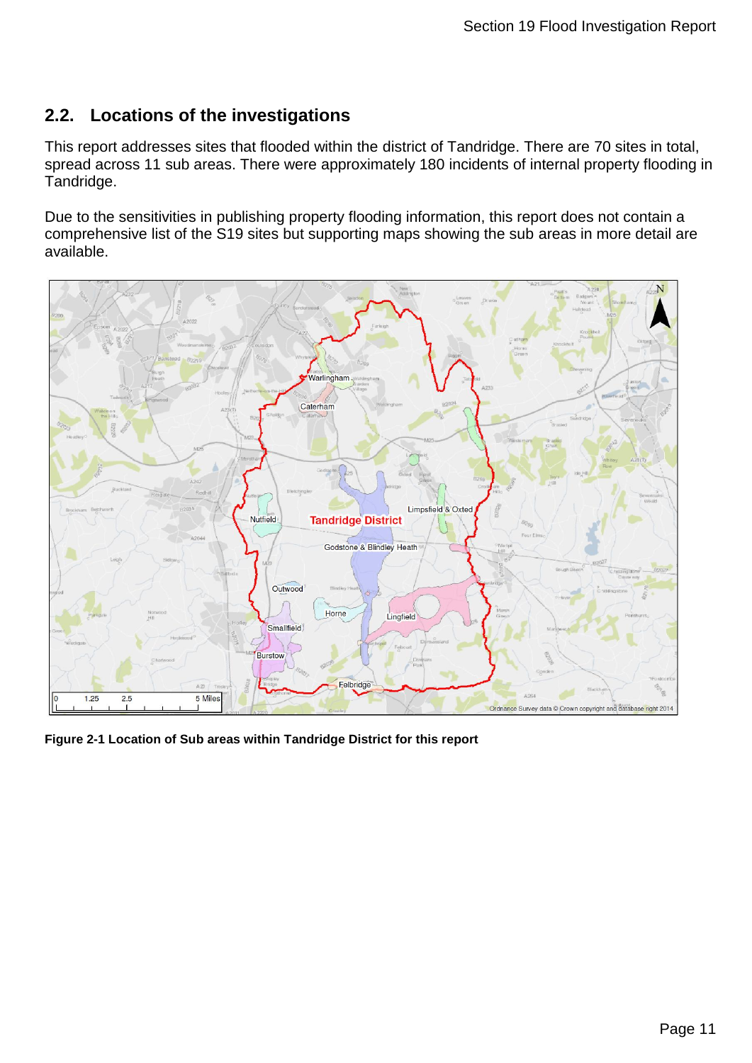## 2.2. Locations of the investigations

This report addresses sites that flooded within the district of Tandridge. There are 70 sites in total, spread across 11 sub areas. There were approximately 180 incidents of internal property flooding in Tandridge.

Due to the sensitivities in publishing property flooding information, this report does not contain a comprehensive list of the S19 sites but supporting maps showing the sub areas in more detail are available.

**Figure 2-1 Location of Sub areas within Tandridge District for this report**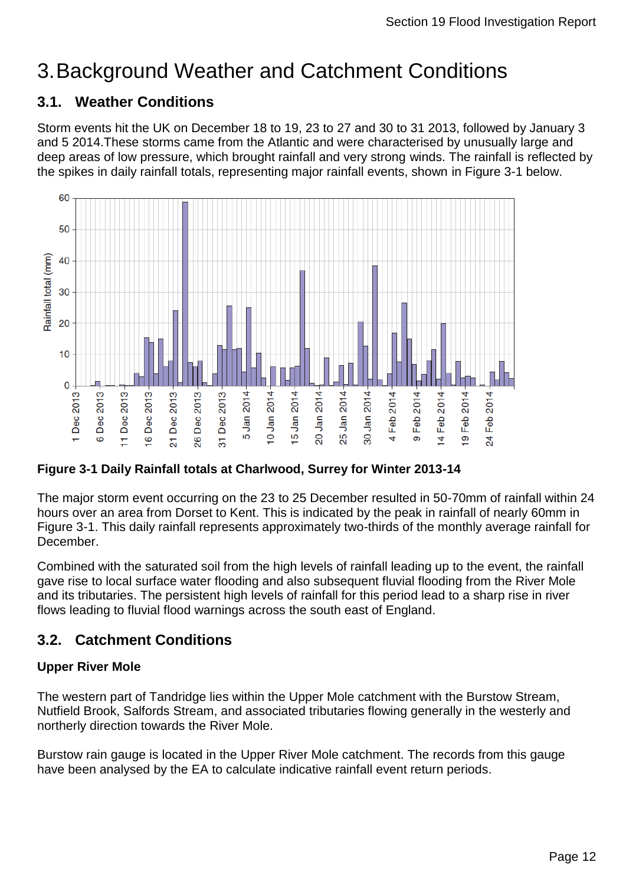# 3. Background Weather and Catchment Conditions

## 3.1. Weather Conditions

Storm events hit the UK on December 18 to 19, 23 to 27 and 30 to 31 2013, followed by January 3 and 5 2014.These storms came from the Atlantic and were characterised by unusually large and deep areas of low pressure, which brought rainfall and very strong winds. The rainfall is reflected by the spikes in daily rainfall totals, representing major rainfall events, shown in Figure 3-1 below.

**Figure 3-1 Daily Rainfall totals at Charlwood, Surrey for Winter 2013-14**

The major storm event occurring on the 23 to 25 December resulted in 50-70mm of rainfall within 24 hours over an area from Dorset to Kent. This is indicated by the peak in rainfall of nearly 60mm in Figure 3-1. This daily rainfall represents approximately two-thirds of the monthly average rainfall for December.

Combined with the saturated soil from the high levels of rainfall leading up to the event, the rainfall gave rise to local surface water flooding and also subsequent fluvial flooding from the River Mole and its tributaries. The persistent high levels of rainfall for this period lead to a sharp rise in river flows leading to fluvial flood warnings across the south east of England.

## 3.2. Catchment Conditions

**Upper River Mole**

The western part of Tandridge lies within the Upper Mole catchment with the Burstow Stream, Nutfield Brook, Salfords Stream, and associated tributaries flowing generally in the westerly and northerly direction towards the River Mole.

Burstow rain gauge is located in the Upper River Mole catchment. The records from this gauge have been analysed by the EA to calculate indicative rainfall event return periods.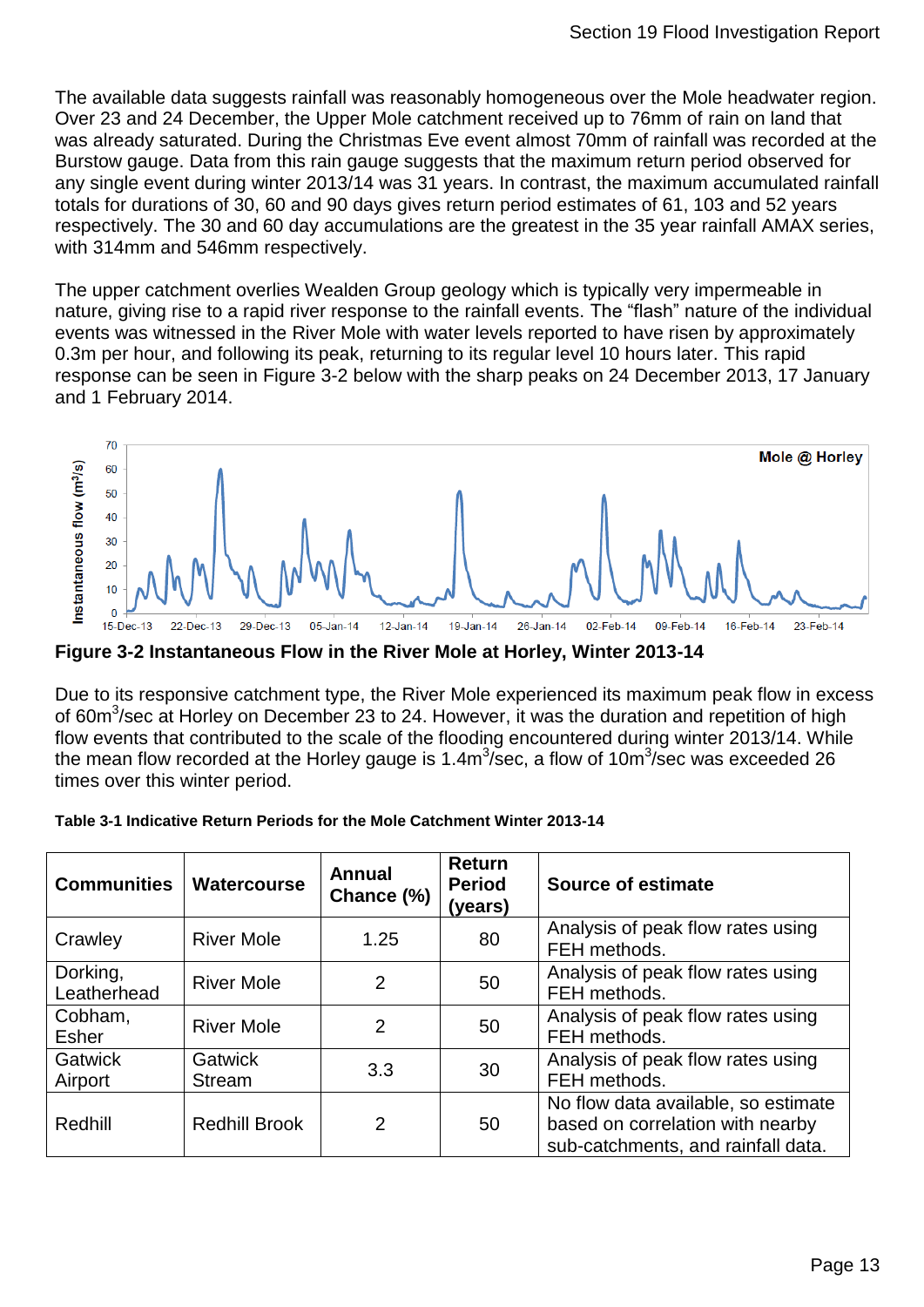The available data suggests rainfall was reasonably homogeneous over the Mole headwater region. Over 23 and 24 December, the Upper Mole catchment received up to 76mm of rain on land that was already saturated. During the Christmas Eve event almost 70mm of rainfall was recorded at the Burstow gauge. Data from this rain gauge suggests that the maximum return period observed for any single event during winter 2013/14 was 31 years. In contrast, the maximum accumulated rainfall totals for durations of 30, 60 and 90 days gives return period estimates of 61, 103 and 52 years respectively. The 30 and 60 day accumulations are the greatest in the 35 year rainfall AMAX series, with 314mm and 546mm respectively.

The upper catchment overlies Wealden Group geology which is typically very impermeable in nature, giving rise to a rapid river response to the rainfall events. The "flash" nature of the individual events was witnessed in the River Mole with water levels reported to have risen by approximately 0.3m per hour, and following its peak, returning to its regular level 10 hours later. This rapid response can be seen in Figure 3-2 below with the sharp peaks on 24 December 2013, 17 January and 1 February 2014.

**Figure 3-2 Instantaneous Flow in the River Mole at Horley, Winter 2013-14**

Due to its responsive catchment type, the River Mole experienced its maximum peak flow in excess of 60m$^3$/sec at Horley on December 23 to 24. However, it was the duration and repetition of high flow events that contributed to the scale of the flooding encountered during winter 2013/14. While the mean flow recorded at the Horley gauge is 1.4m$^3$/sec, a flow of 10m$^3$/sec was exceeded 26 times over this winter period.

**Table 3-1 Indicative Return Periods for the Mole Catchment Winter 2013-14**

| Communities | Watercourse | Annual Chance (%) | Return Period (years) | Source of estimate |
|---|---|---|---|---|
| Crawley | River Mole | 1.25 | 80 | Analysis of peak flow rates using FEH methods. |
| Dorking, Leatherhead | River Mole | 2 | 50 | Analysis of peak flow rates using FEH methods. |
| Cobham, Esher | River Mole | 2 | 50 | Analysis of peak flow rates using FEH methods. |
| Gatwick Airport | Gatwick Stream | 3.3 | 30 | Analysis of peak flow rates using FEH methods. |
| Redhill | Redhill Brook | 2 | 50 | No flow data available, so estimate based on correlation with nearby sub-catchments, and rainfall data. |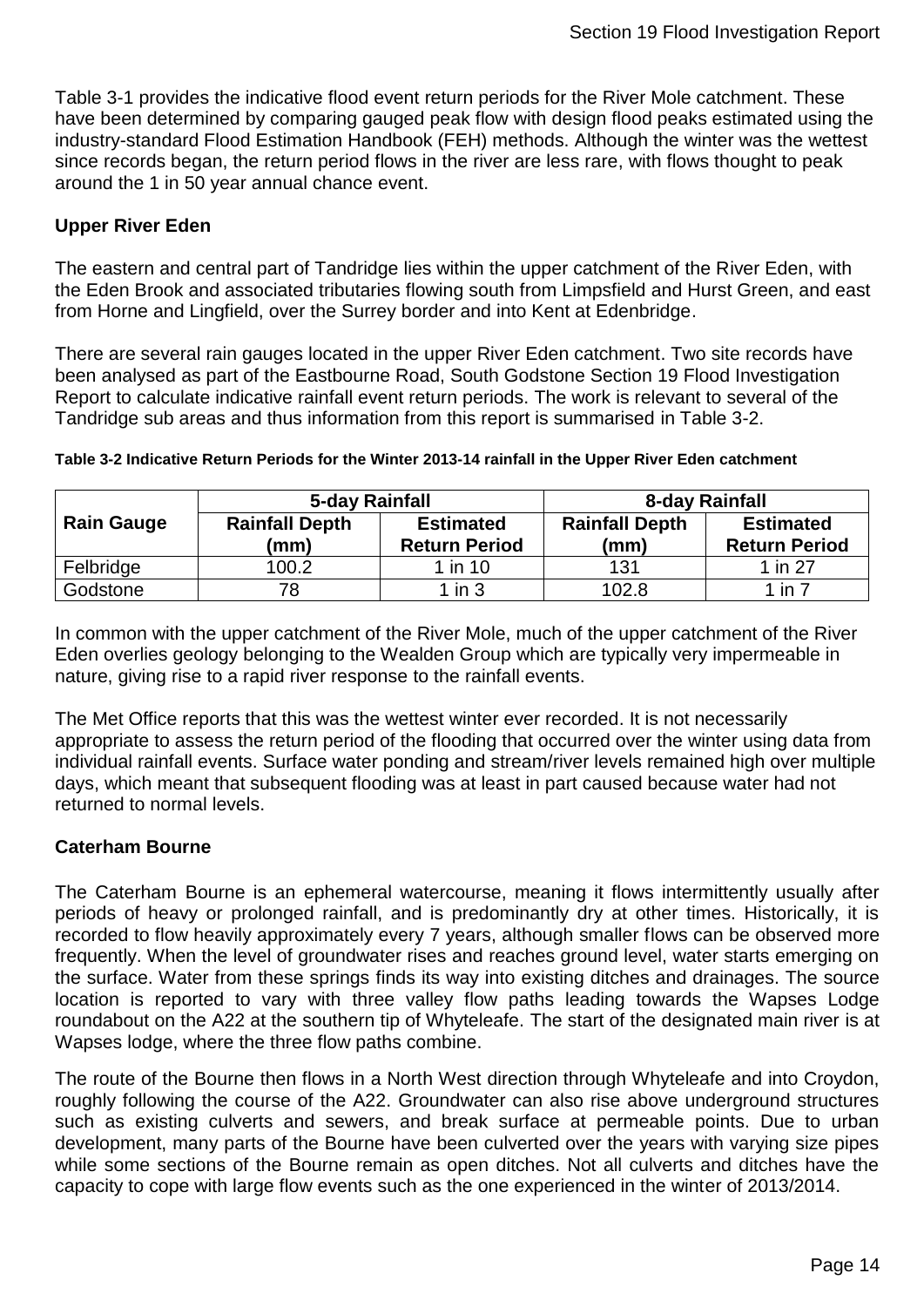Table 3-1 provides the indicative flood event return periods for the River Mole catchment. These have been determined by comparing gauged peak flow with design flood peaks estimated using the industry-standard Flood Estimation Handbook (FEH) methods. Although the winter was the wettest since records began, the return period flows in the river are less rare, with flows thought to peak around the 1 in 50 year annual chance event.

**Upper River Eden**

The eastern and central part of Tandridge lies within the upper catchment of the River Eden, with the Eden Brook and associated tributaries flowing south from Limpsfield and Hurst Green, and east from Horne and Lingfield, over the Surrey border and into Kent at Edenbridge.

There are several rain gauges located in the upper River Eden catchment. Two site records have been analysed as part of the Eastbourne Road, South Godstone Section 19 Flood Investigation Report to calculate indicative rainfall event return periods. The work is relevant to several of the Tandridge sub areas and thus information from this report is summarised in Table 3-2.

**Table 3-2 Indicative Return Periods for the Winter 2013-14 rainfall in the Upper River Eden catchment**

| Rain Gauge | 5-day Rainfall | | 8-day Rainfall | |
|---|---|---|---|---|
| | Rainfall Depth (mm) | Estimated Return Period | Rainfall Depth (mm) | Estimated Return Period |
| Felbridge | 100.2 | 1 in 10 | 131 | 1 in 27 |
| Godstone | 78 | 1 in 3 | 102.8 | 1 in 7 |

In common with the upper catchment of the River Mole, much of the upper catchment of the River Eden overlies geology belonging to the Wealden Group which are typically very impermeable in nature, giving rise to a rapid river response to the rainfall events.

The Met Office reports that this was the wettest winter ever recorded. It is not necessarily appropriate to assess the return period of the flooding that occurred over the winter using data from individual rainfall events. Surface water ponding and stream/river levels remained high over multiple days, which meant that subsequent flooding was at least in part caused because water had not returned to normal levels.

**Caterham Bourne**

The Caterham Bourne is an ephemeral watercourse, meaning it flows intermittently usually after periods of heavy or prolonged rainfall, and is predominantly dry at other times. Historically, it is recorded to flow heavily approximately every 7 years, although smaller flows can be observed more frequently. When the level of groundwater rises and reaches ground level, water starts emerging on the surface. Water from these springs finds its way into existing ditches and drainages. The source location is reported to vary with three valley flow paths leading towards the Wapses Lodge roundabout on the A22 at the southern tip of Whyteleafe. The start of the designated main river is at Wapses lodge, where the three flow paths combine.

The route of the Bourne then flows in a North West direction through Whyteleafe and into Croydon, roughly following the course of the A22. Groundwater can also rise above underground structures such as existing culverts and sewers, and break surface at permeable points. Due to urban development, many parts of the Bourne have been culverted over the years with varying size pipes while some sections of the Bourne remain as open ditches. Not all culverts and ditches have the capacity to cope with large flow events such as the one experienced in the winter of 2013/2014.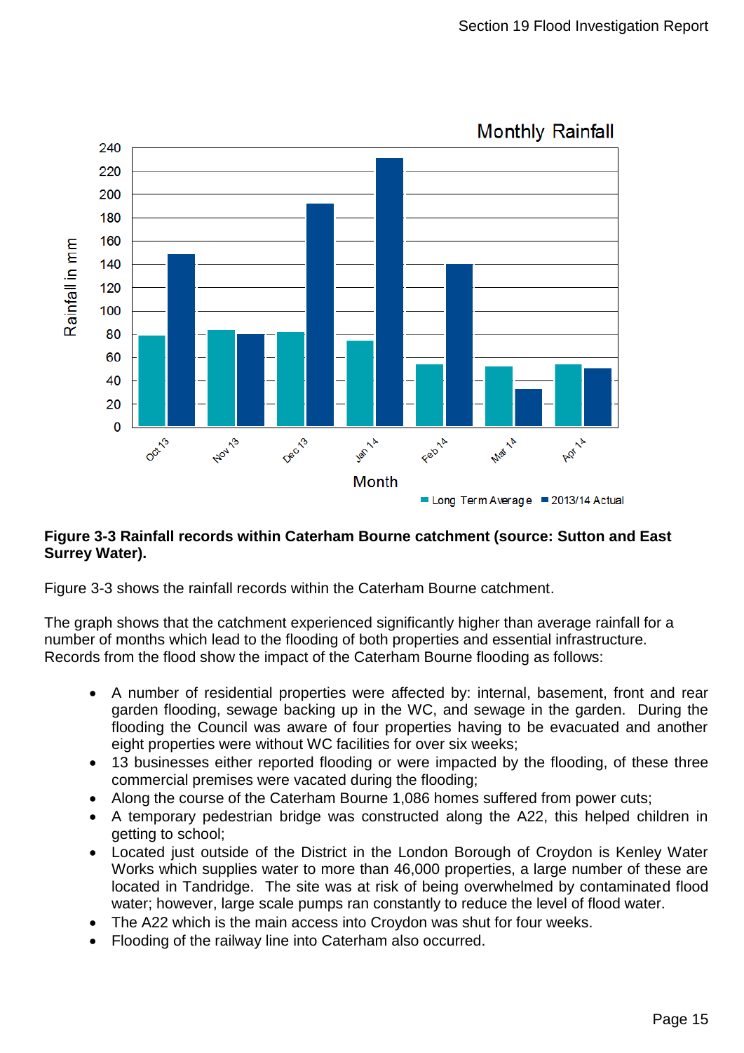**Figure 3-3 Rainfall records within Caterham Bourne catchment (source: Sutton and East Surrey Water).**

Figure 3-3 shows the rainfall records within the Caterham Bourne catchment.

The graph shows that the catchment experienced significantly higher than average rainfall for a number of months which lead to the flooding of both properties and essential infrastructure. Records from the flood show the impact of the Caterham Bourne flooding as follows:

- A number of residential properties were affected by: internal, basement, front and rear garden flooding, sewage backing up in the WC, and sewage in the garden. During the flooding the Council was aware of four properties having to be evacuated and another eight properties were without WC facilities for over six weeks;
- 13 businesses either reported flooding or were impacted by the flooding, of these three commercial premises were vacated during the flooding;
- Along the course of the Caterham Bourne 1,086 homes suffered from power cuts;
- A temporary pedestrian bridge was constructed along the A22, this helped children in getting to school;
- Located just outside of the District in the London Borough of Croydon is Kenley Water Works which supplies water to more than 46,000 properties, a large number of these are located in Tandridge. The site was at risk of being overwhelmed by contaminated flood water; however, large scale pumps ran constantly to reduce the level of flood water.
- The A22 which is the main access into Croydon was shut for four weeks.
- Flooding of the railway line into Caterham also occurred.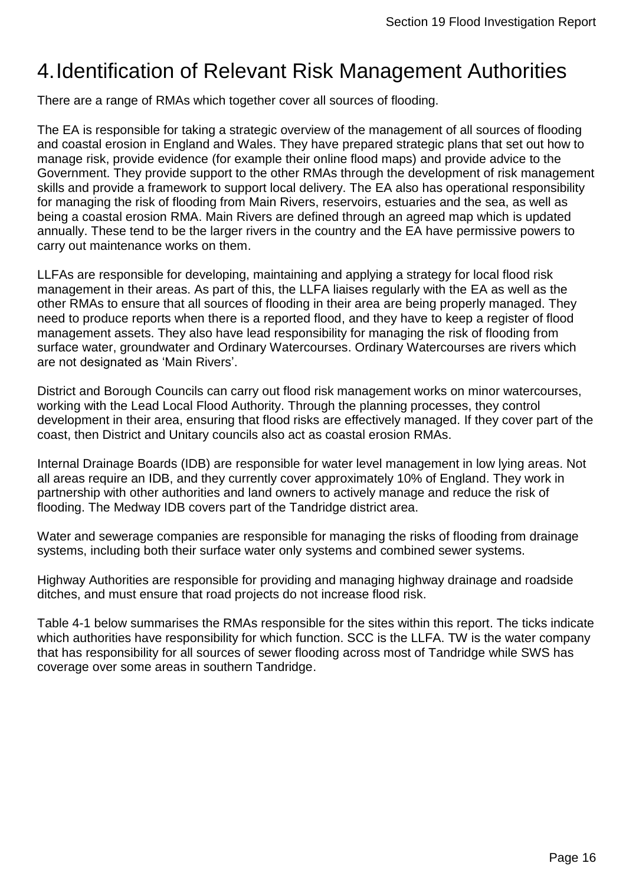# 4. Identification of Relevant Risk Management Authorities

There are a range of RMAs which together cover all sources of flooding.

The EA is responsible for taking a strategic overview of the management of all sources of flooding and coastal erosion in England and Wales. They have prepared strategic plans that set out how to manage risk, provide evidence (for example their online flood maps) and provide advice to the Government. They provide support to the other RMAs through the development of risk management skills and provide a framework to support local delivery. The EA also has operational responsibility for managing the risk of flooding from Main Rivers, reservoirs, estuaries and the sea, as well as being a coastal erosion RMA. Main Rivers are defined through an agreed map which is updated annually. These tend to be the larger rivers in the country and the EA have permissive powers to carry out maintenance works on them.

LLFAs are responsible for developing, maintaining and applying a strategy for local flood risk management in their areas. As part of this, the LLFA liaises regularly with the EA as well as the other RMAs to ensure that all sources of flooding in their area are being properly managed. They need to produce reports when there is a reported flood, and they have to keep a register of flood management assets. They also have lead responsibility for managing the risk of flooding from surface water, groundwater and Ordinary Watercourses. Ordinary Watercourses are rivers which are not designated as 'Main Rivers'.

District and Borough Councils can carry out flood risk management works on minor watercourses, working with the Lead Local Flood Authority. Through the planning processes, they control development in their area, ensuring that flood risks are effectively managed. If they cover part of the coast, then District and Unitary councils also act as coastal erosion RMAs.

Internal Drainage Boards (IDB) are responsible for water level management in low lying areas. Not all areas require an IDB, and they currently cover approximately 10% of England. They work in partnership with other authorities and land owners to actively manage and reduce the risk of flooding. The Medway IDB covers part of the Tandridge district area.

Water and sewerage companies are responsible for managing the risks of flooding from drainage systems, including both their surface water only systems and combined sewer systems.

Highway Authorities are responsible for providing and managing highway drainage and roadside ditches, and must ensure that road projects do not increase flood risk.

Table 4-1 below summarises the RMAs responsible for the sites within this report. The ticks indicate which authorities have responsibility for which function. SCC is the LLFA. TW is the water company that has responsibility for all sources of sewer flooding across most of Tandridge while SWS has coverage over some areas in southern Tandridge.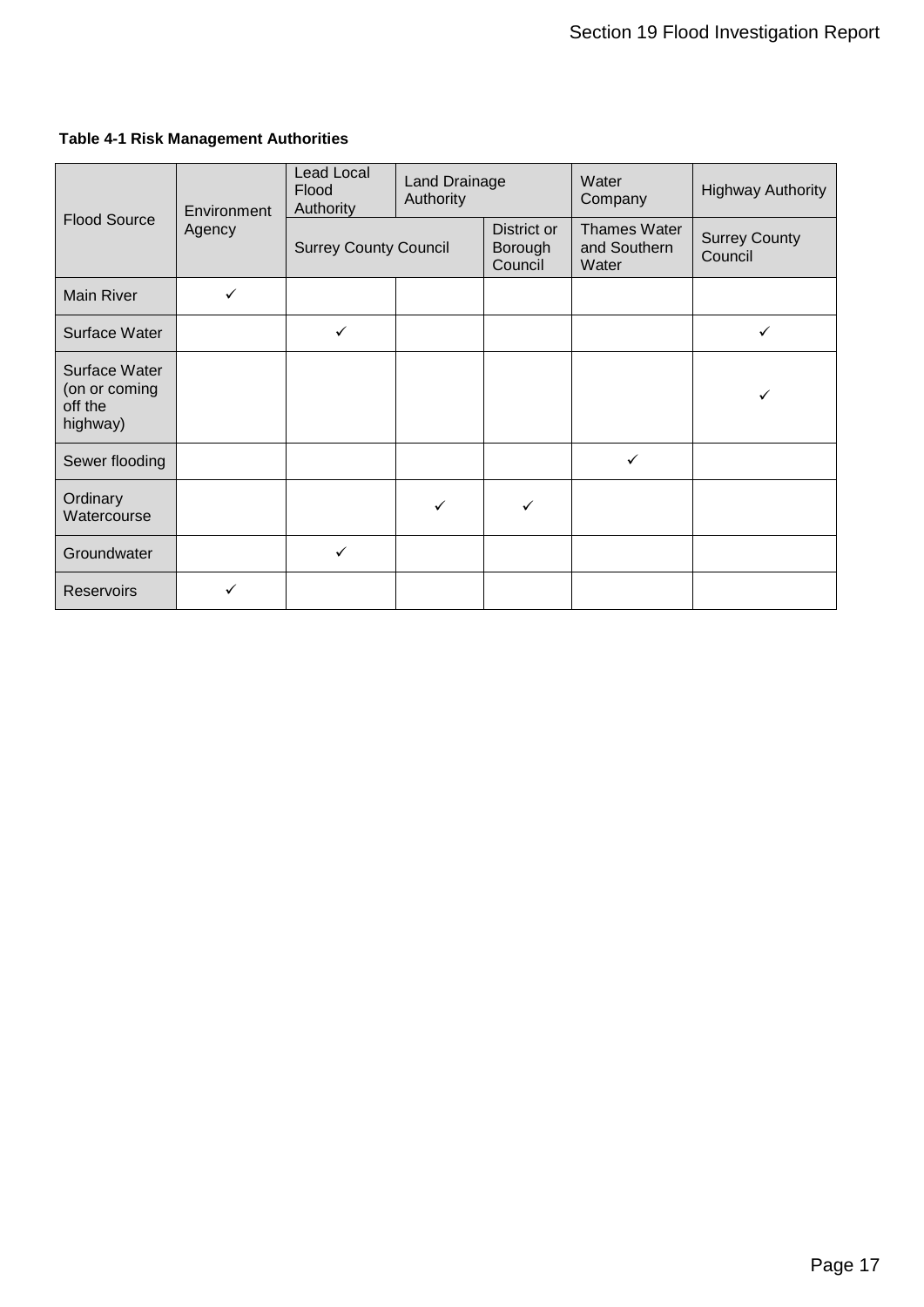**Table 4-1 Risk Management Authorities**

| Flood Source | Environment Agency | Lead Local Flood Authority | Land Drainage Authority | | Water Company | Highway Authority |
|---|---|---|---|---|---|---|
| | | Surrey County Council | | District or Borough Council | Thames Water and Southern Water | Surrey County Council |
| Main River | ✓ | | | | | |
| Surface Water | | ✓ | | | | ✓ |
| Surface Water (on or coming off the highway) | | | | | | ✓ |
| Sewer flooding | | | | | ✓ | |
| Ordinary Watercourse | | | ✓ | ✓ | | |
| Groundwater | | ✓ | | | | |
| Reservoirs | ✓ | | | | | |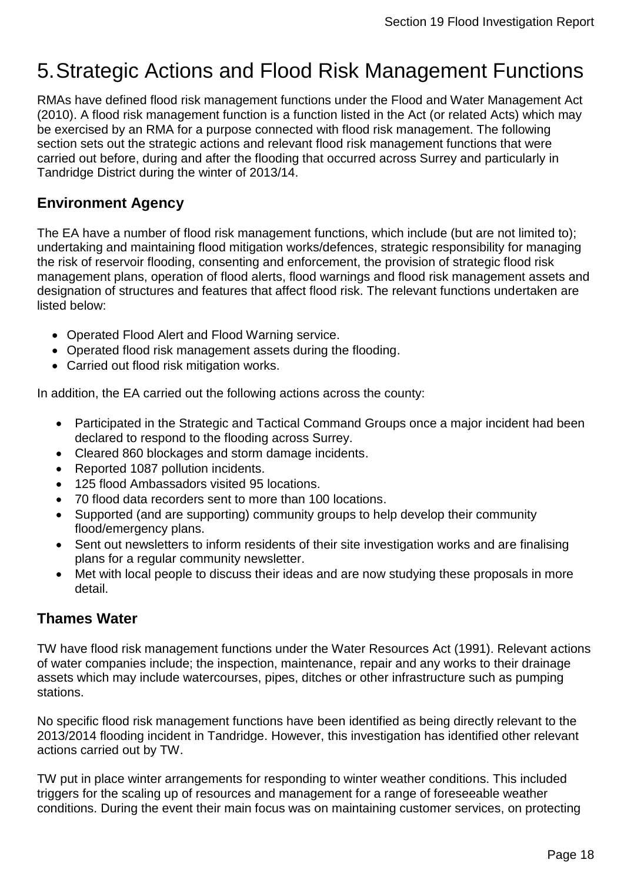# 5. Strategic Actions and Flood Risk Management Functions

RMAs have defined flood risk management functions under the Flood and Water Management Act (2010). A flood risk management function is a function listed in the Act (or related Acts) which may be exercised by an RMA for a purpose connected with flood risk management. The following section sets out the strategic actions and relevant flood risk management functions that were carried out before, during and after the flooding that occurred across Surrey and particularly in Tandridge District during the winter of 2013/14.

## Environment Agency

The EA have a number of flood risk management functions, which include (but are not limited to); undertaking and maintaining flood mitigation works/defences, strategic responsibility for managing the risk of reservoir flooding, consenting and enforcement, the provision of strategic flood risk management plans, operation of flood alerts, flood warnings and flood risk management assets and designation of structures and features that affect flood risk. The relevant functions undertaken are listed below:

- Operated Flood Alert and Flood Warning service.
- Operated flood risk management assets during the flooding.
- Carried out flood risk mitigation works.

In addition, the EA carried out the following actions across the county:

- Participated in the Strategic and Tactical Command Groups once a major incident had been declared to respond to the flooding across Surrey.
- Cleared 860 blockages and storm damage incidents.
- Reported 1087 pollution incidents.
- 125 flood Ambassadors visited 95 locations.
- 70 flood data recorders sent to more than 100 locations.
- Supported (and are supporting) community groups to help develop their community flood/emergency plans.
- Sent out newsletters to inform residents of their site investigation works and are finalising plans for a regular community newsletter.
- Met with local people to discuss their ideas and are now studying these proposals in more detail.

## Thames Water

TW have flood risk management functions under the Water Resources Act (1991). Relevant actions of water companies include; the inspection, maintenance, repair and any works to their drainage assets which may include watercourses, pipes, ditches or other infrastructure such as pumping stations.

No specific flood risk management functions have been identified as being directly relevant to the 2013/2014 flooding incident in Tandridge. However, this investigation has identified other relevant actions carried out by TW.

TW put in place winter arrangements for responding to winter weather conditions. This included triggers for the scaling up of resources and management for a range of foreseeable weather conditions. During the event their main focus was on maintaining customer services, on protecting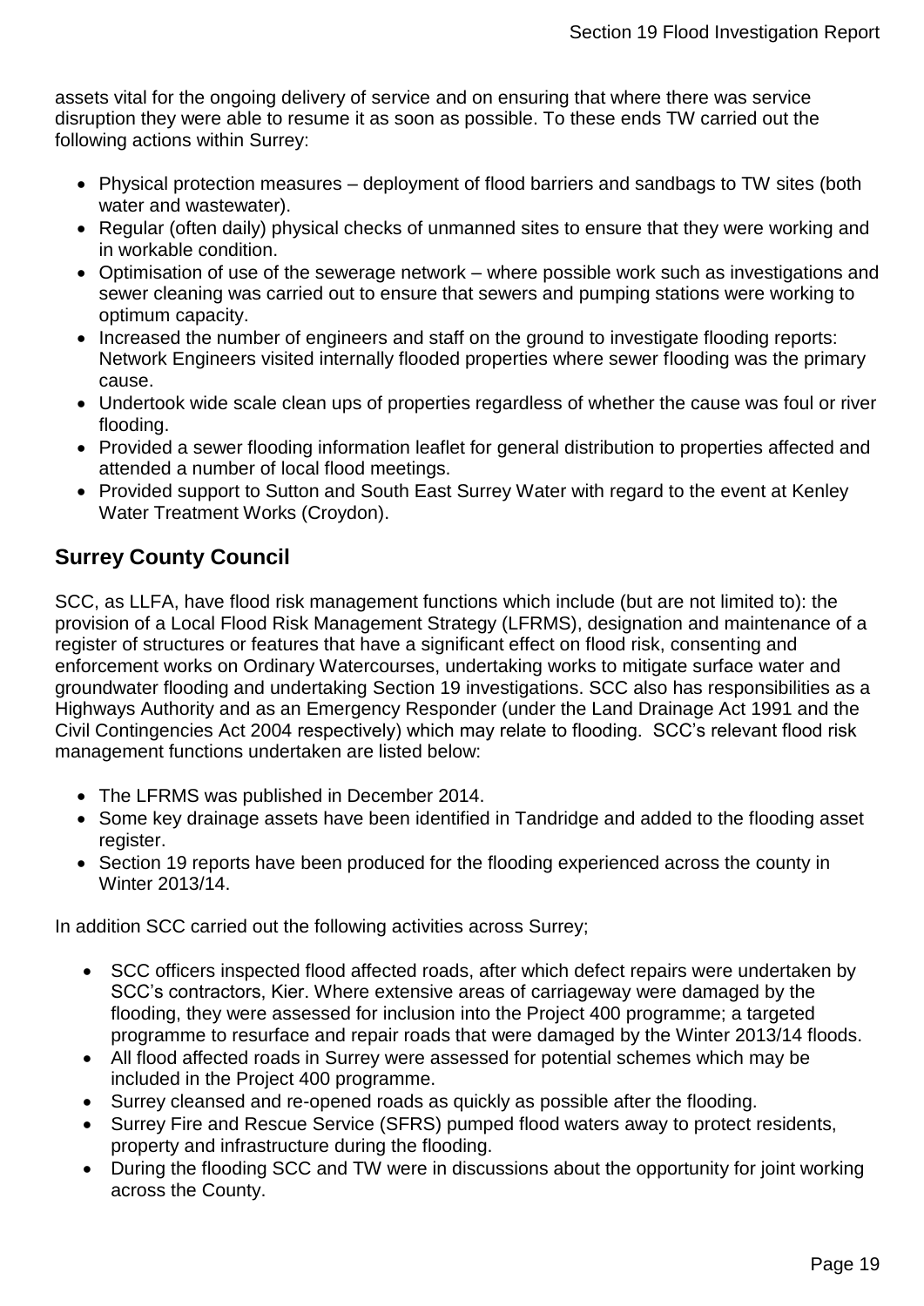assets vital for the ongoing delivery of service and on ensuring that where there was service disruption they were able to resume it as soon as possible. To these ends TW carried out the following actions within Surrey:

- Physical protection measures – deployment of flood barriers and sandbags to TW sites (both water and wastewater).
- Regular (often daily) physical checks of unmanned sites to ensure that they were working and in workable condition.
- Optimisation of use of the sewerage network – where possible work such as investigations and sewer cleaning was carried out to ensure that sewers and pumping stations were working to optimum capacity.
- Increased the number of engineers and staff on the ground to investigate flooding reports: Network Engineers visited internally flooded properties where sewer flooding was the primary cause.
- Undertook wide scale clean ups of properties regardless of whether the cause was foul or river flooding.
- Provided a sewer flooding information leaflet for general distribution to properties affected and attended a number of local flood meetings.
- Provided support to Sutton and South East Surrey Water with regard to the event at Kenley Water Treatment Works (Croydon).

## Surrey County Council

SCC, as LLFA, have flood risk management functions which include (but are not limited to): the provision of a Local Flood Risk Management Strategy (LFRMS), designation and maintenance of a register of structures or features that have a significant effect on flood risk, consenting and enforcement works on Ordinary Watercourses, undertaking works to mitigate surface water and groundwater flooding and undertaking Section 19 investigations. SCC also has responsibilities as a Highways Authority and as an Emergency Responder (under the Land Drainage Act 1991 and the Civil Contingencies Act 2004 respectively) which may relate to flooding. SCC's relevant flood risk management functions undertaken are listed below:

- The LFRMS was published in December 2014.
- Some key drainage assets have been identified in Tandridge and added to the flooding asset register.
- Section 19 reports have been produced for the flooding experienced across the county in Winter 2013/14.

In addition SCC carried out the following activities across Surrey;

- SCC officers inspected flood affected roads, after which defect repairs were undertaken by SCC's contractors, Kier. Where extensive areas of carriageway were damaged by the flooding, they were assessed for inclusion into the Project 400 programme; a targeted programme to resurface and repair roads that were damaged by the Winter 2013/14 floods.
- All flood affected roads in Surrey were assessed for potential schemes which may be included in the Project 400 programme.
- Surrey cleansed and re-opened roads as quickly as possible after the flooding.
- Surrey Fire and Rescue Service (SFRS) pumped flood waters away to protect residents, property and infrastructure during the flooding.
- During the flooding SCC and TW were in discussions about the opportunity for joint working across the County.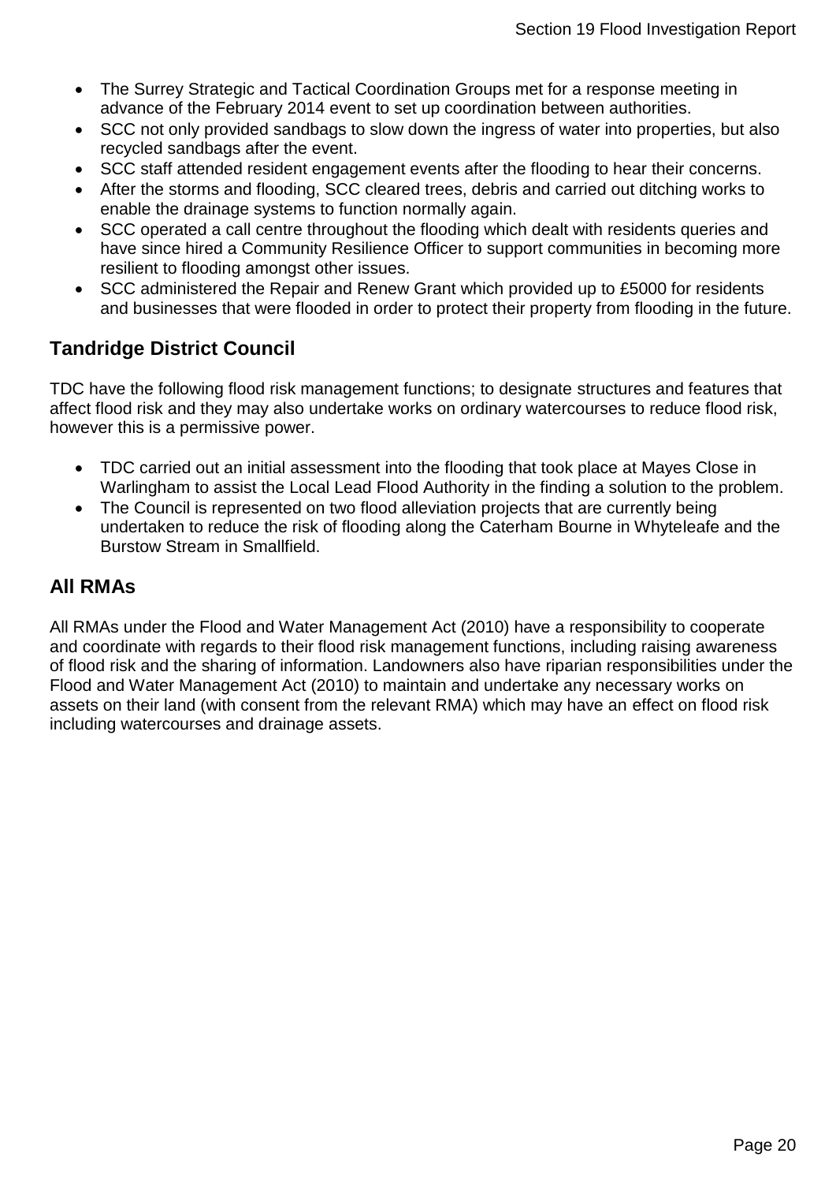- The Surrey Strategic and Tactical Coordination Groups met for a response meeting in advance of the February 2014 event to set up coordination between authorities.
- SCC not only provided sandbags to slow down the ingress of water into properties, but also recycled sandbags after the event.
- SCC staff attended resident engagement events after the flooding to hear their concerns.
- After the storms and flooding, SCC cleared trees, debris and carried out ditching works to enable the drainage systems to function normally again.
- SCC operated a call centre throughout the flooding which dealt with residents queries and have since hired a Community Resilience Officer to support communities in becoming more resilient to flooding amongst other issues.
- SCC administered the Repair and Renew Grant which provided up to £5000 for residents and businesses that were flooded in order to protect their property from flooding in the future.

## Tandridge District Council

TDC have the following flood risk management functions; to designate structures and features that affect flood risk and they may also undertake works on ordinary watercourses to reduce flood risk, however this is a permissive power.

- TDC carried out an initial assessment into the flooding that took place at Mayes Close in Warlingham to assist the Local Lead Flood Authority in the finding a solution to the problem.
- The Council is represented on two flood alleviation projects that are currently being undertaken to reduce the risk of flooding along the Caterham Bourne in Whyteleafe and the Burstow Stream in Smallfield.

## All RMAs

All RMAs under the Flood and Water Management Act (2010) have a responsibility to cooperate and coordinate with regards to their flood risk management functions, including raising awareness of flood risk and the sharing of information. Landowners also have riparian responsibilities under the Flood and Water Management Act (2010) to maintain and undertake any necessary works on assets on their land (with consent from the relevant RMA) which may have an effect on flood risk including watercourses and drainage assets.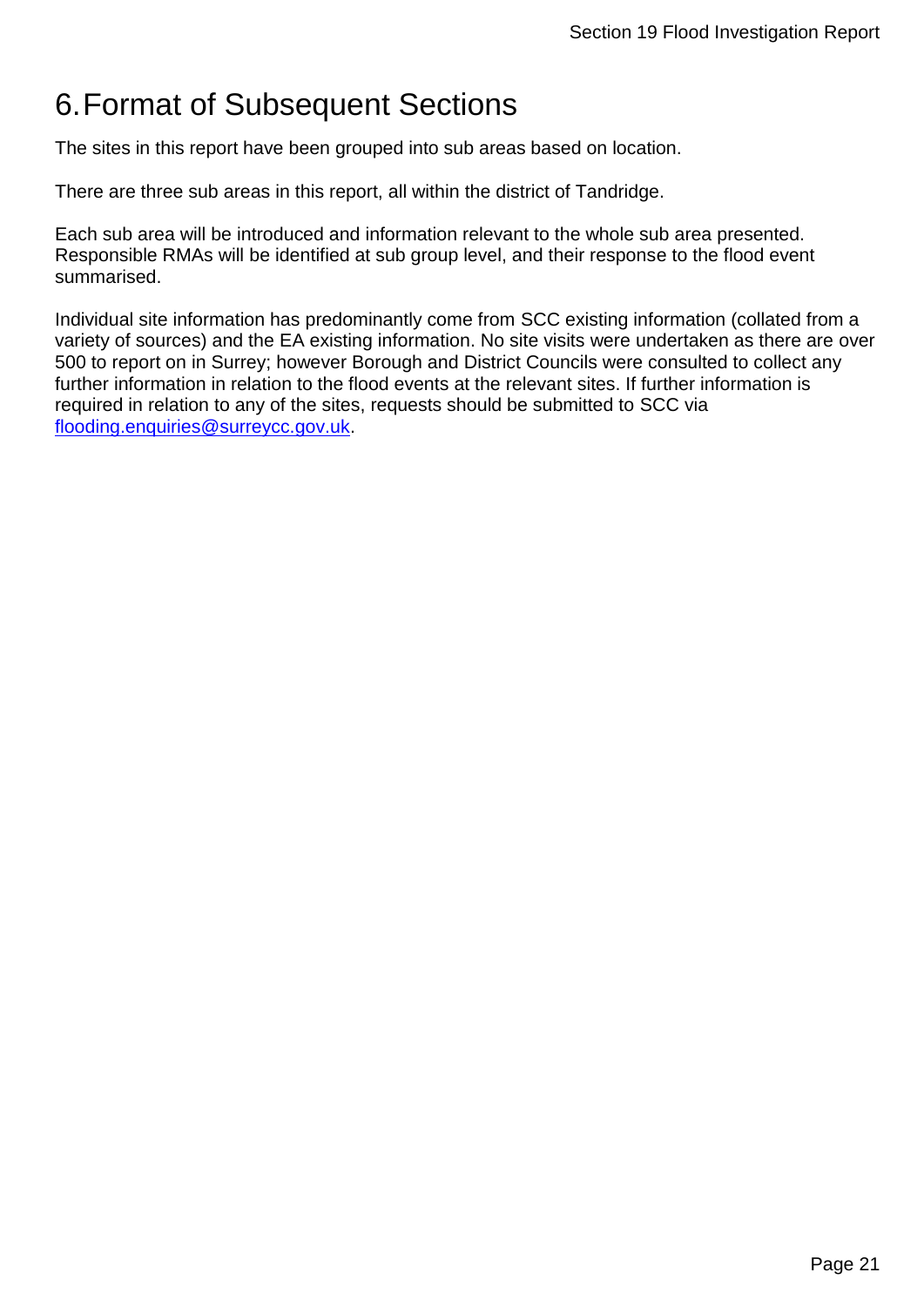# 6. Format of Subsequent Sections

The sites in this report have been grouped into sub areas based on location.

There are three sub areas in this report, all within the district of Tandridge.

Each sub area will be introduced and information relevant to the whole sub area presented. Responsible RMAs will be identified at sub group level, and their response to the flood event summarised.

Individual site information has predominantly come from SCC existing information (collated from a variety of sources) and the EA existing information. No site visits were undertaken as there are over 500 to report on in Surrey; however Borough and District Councils were consulted to collect any further information in relation to the flood events at the relevant sites. If further information is required in relation to any of the sites, requests should be submitted to SCC via [flooding.enquiries@surreycc.gov.uk](mailto:flooding.enquiries@surreycc.gov.uk).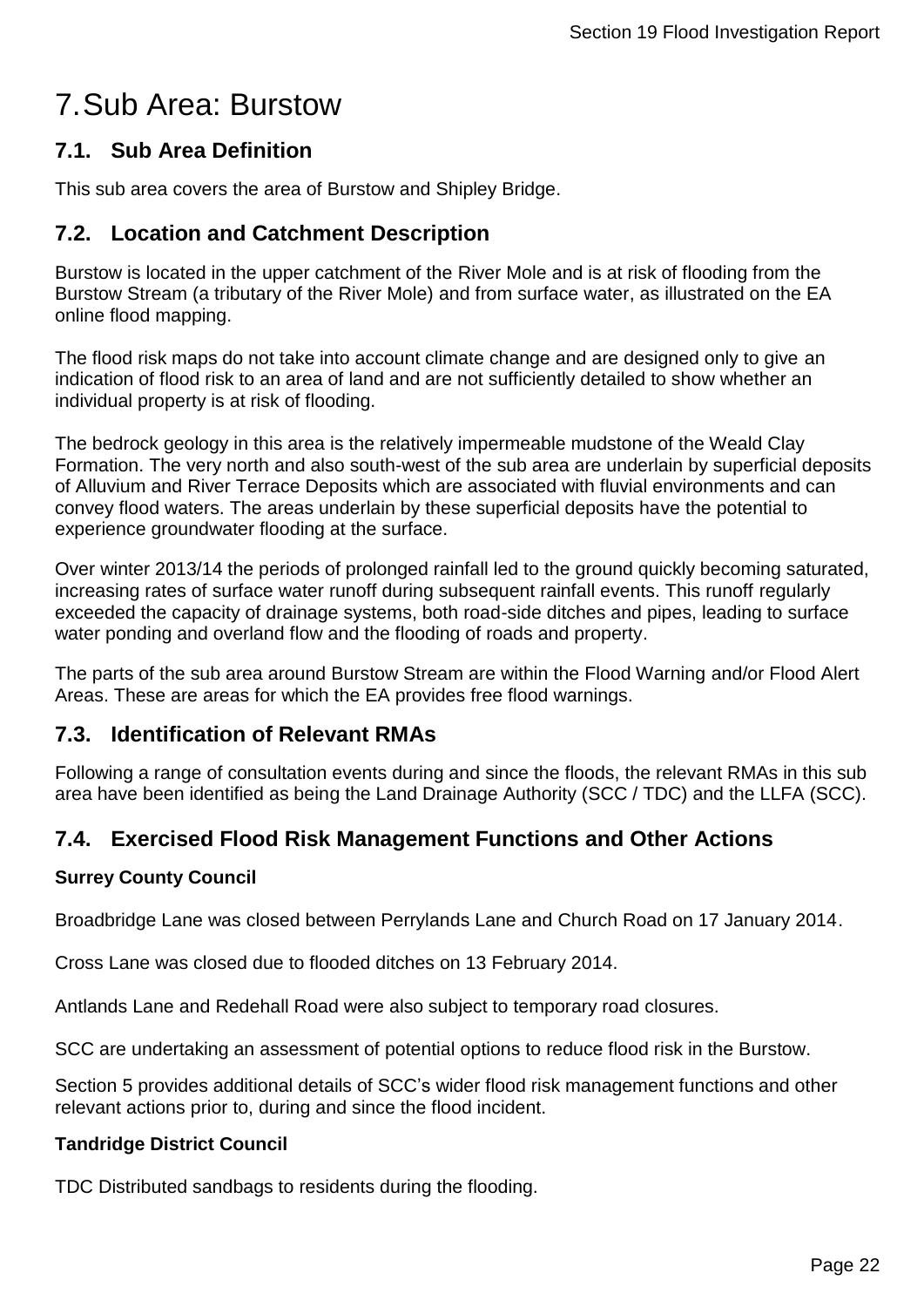# 7. Sub Area: Burstow

## 7.1. Sub Area Definition

This sub area covers the area of Burstow and Shipley Bridge.

## 7.2. Location and Catchment Description

Burstow is located in the upper catchment of the River Mole and is at risk of flooding from the Burstow Stream (a tributary of the River Mole) and from surface water, as illustrated on the EA online flood mapping.

The flood risk maps do not take into account climate change and are designed only to give an indication of flood risk to an area of land and are not sufficiently detailed to show whether an individual property is at risk of flooding.

The bedrock geology in this area is the relatively impermeable mudstone of the Weald Clay Formation. The very north and also south-west of the sub area are underlain by superficial deposits of Alluvium and River Terrace Deposits which are associated with fluvial environments and can convey flood waters. The areas underlain by these superficial deposits have the potential to experience groundwater flooding at the surface.

Over winter 2013/14 the periods of prolonged rainfall led to the ground quickly becoming saturated, increasing rates of surface water runoff during subsequent rainfall events. This runoff regularly exceeded the capacity of drainage systems, both road-side ditches and pipes, leading to surface water ponding and overland flow and the flooding of roads and property.

The parts of the sub area around Burstow Stream are within the Flood Warning and/or Flood Alert Areas. These are areas for which the EA provides free flood warnings.

## 7.3. Identification of Relevant RMAs

Following a range of consultation events during and since the floods, the relevant RMAs in this sub area have been identified as being the Land Drainage Authority (SCC / TDC) and the LLFA (SCC).

## 7.4. Exercised Flood Risk Management Functions and Other Actions

**Surrey County Council**

Broadbridge Lane was closed between Perrylands Lane and Church Road on 17 January 2014.

Cross Lane was closed due to flooded ditches on 13 February 2014.

Antlands Lane and Redehall Road were also subject to temporary road closures.

SCC are undertaking an assessment of potential options to reduce flood risk in the Burstow.

Section 5 provides additional details of SCC's wider flood risk management functions and other relevant actions prior to, during and since the flood incident.

**Tandridge District Council**

TDC Distributed sandbags to residents during the flooding.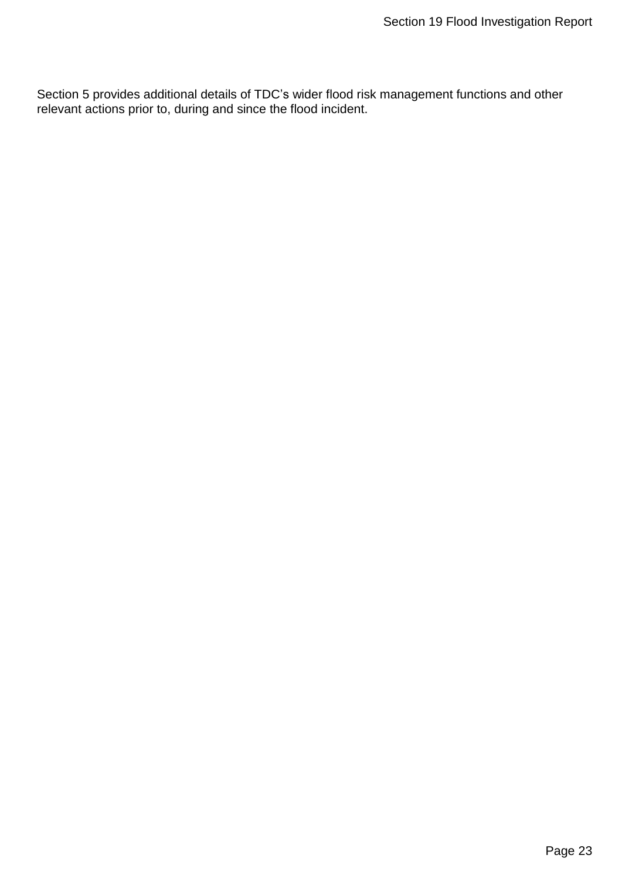Section 5 provides additional details of TDC's wider flood risk management functions and other relevant actions prior to, during and since the flood incident.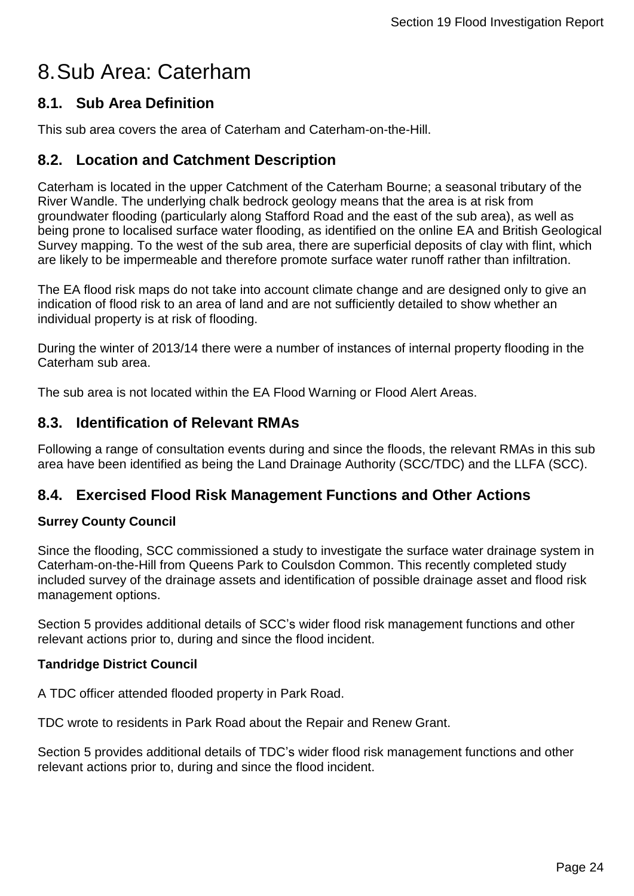# 8. Sub Area: Caterham

## 8.1. Sub Area Definition

This sub area covers the area of Caterham and Caterham-on-the-Hill.

## 8.2. Location and Catchment Description

Caterham is located in the upper Catchment of the Caterham Bourne; a seasonal tributary of the River Wandle. The underlying chalk bedrock geology means that the area is at risk from groundwater flooding (particularly along Stafford Road and the east of the sub area), as well as being prone to localised surface water flooding, as identified on the online EA and British Geological Survey mapping. To the west of the sub area, there are superficial deposits of clay with flint, which are likely to be impermeable and therefore promote surface water runoff rather than infiltration.

The EA flood risk maps do not take into account climate change and are designed only to give an indication of flood risk to an area of land and are not sufficiently detailed to show whether an individual property is at risk of flooding.

During the winter of 2013/14 there were a number of instances of internal property flooding in the Caterham sub area.

The sub area is not located within the EA Flood Warning or Flood Alert Areas.

## 8.3. Identification of Relevant RMAs

Following a range of consultation events during and since the floods, the relevant RMAs in this sub area have been identified as being the Land Drainage Authority (SCC/TDC) and the LLFA (SCC).

## 8.4. Exercised Flood Risk Management Functions and Other Actions

**Surrey County Council**

Since the flooding, SCC commissioned a study to investigate the surface water drainage system in Caterham-on-the-Hill from Queens Park to Coulsdon Common. This recently completed study included survey of the drainage assets and identification of possible drainage asset and flood risk management options.

Section 5 provides additional details of SCC's wider flood risk management functions and other relevant actions prior to, during and since the flood incident.

**Tandridge District Council**

A TDC officer attended flooded property in Park Road.

TDC wrote to residents in Park Road about the Repair and Renew Grant.

Section 5 provides additional details of TDC's wider flood risk management functions and other relevant actions prior to, during and since the flood incident.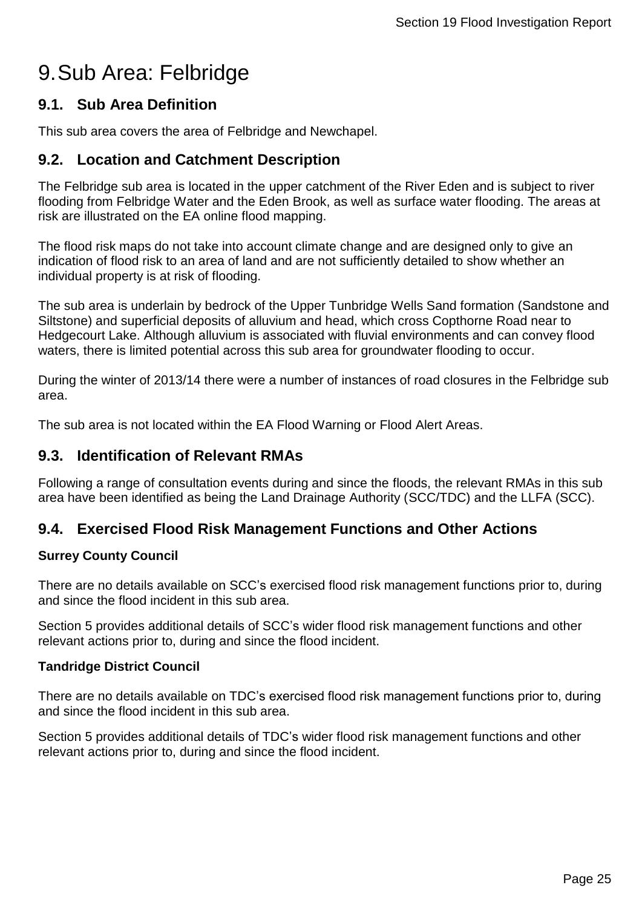# 9. Sub Area: Felbridge

## 9.1. Sub Area Definition

This sub area covers the area of Felbridge and Newchapel.

## 9.2. Location and Catchment Description

The Felbridge sub area is located in the upper catchment of the River Eden and is subject to river flooding from Felbridge Water and the Eden Brook, as well as surface water flooding. The areas at risk are illustrated on the EA online flood mapping.

The flood risk maps do not take into account climate change and are designed only to give an indication of flood risk to an area of land and are not sufficiently detailed to show whether an individual property is at risk of flooding.

The sub area is underlain by bedrock of the Upper Tunbridge Wells Sand formation (Sandstone and Siltstone) and superficial deposits of alluvium and head, which cross Copthorne Road near to Hedgecourt Lake. Although alluvium is associated with fluvial environments and can convey flood waters, there is limited potential across this sub area for groundwater flooding to occur.

During the winter of 2013/14 there were a number of instances of road closures in the Felbridge sub area.

The sub area is not located within the EA Flood Warning or Flood Alert Areas.

## 9.3. Identification of Relevant RMAs

Following a range of consultation events during and since the floods, the relevant RMAs in this sub area have been identified as being the Land Drainage Authority (SCC/TDC) and the LLFA (SCC).

## 9.4. Exercised Flood Risk Management Functions and Other Actions

**Surrey County Council**

There are no details available on SCC's exercised flood risk management functions prior to, during and since the flood incident in this sub area.

Section 5 provides additional details of SCC's wider flood risk management functions and other relevant actions prior to, during and since the flood incident.

**Tandridge District Council**

There are no details available on TDC's exercised flood risk management functions prior to, during and since the flood incident in this sub area.

Section 5 provides additional details of TDC's wider flood risk management functions and other relevant actions prior to, during and since the flood incident.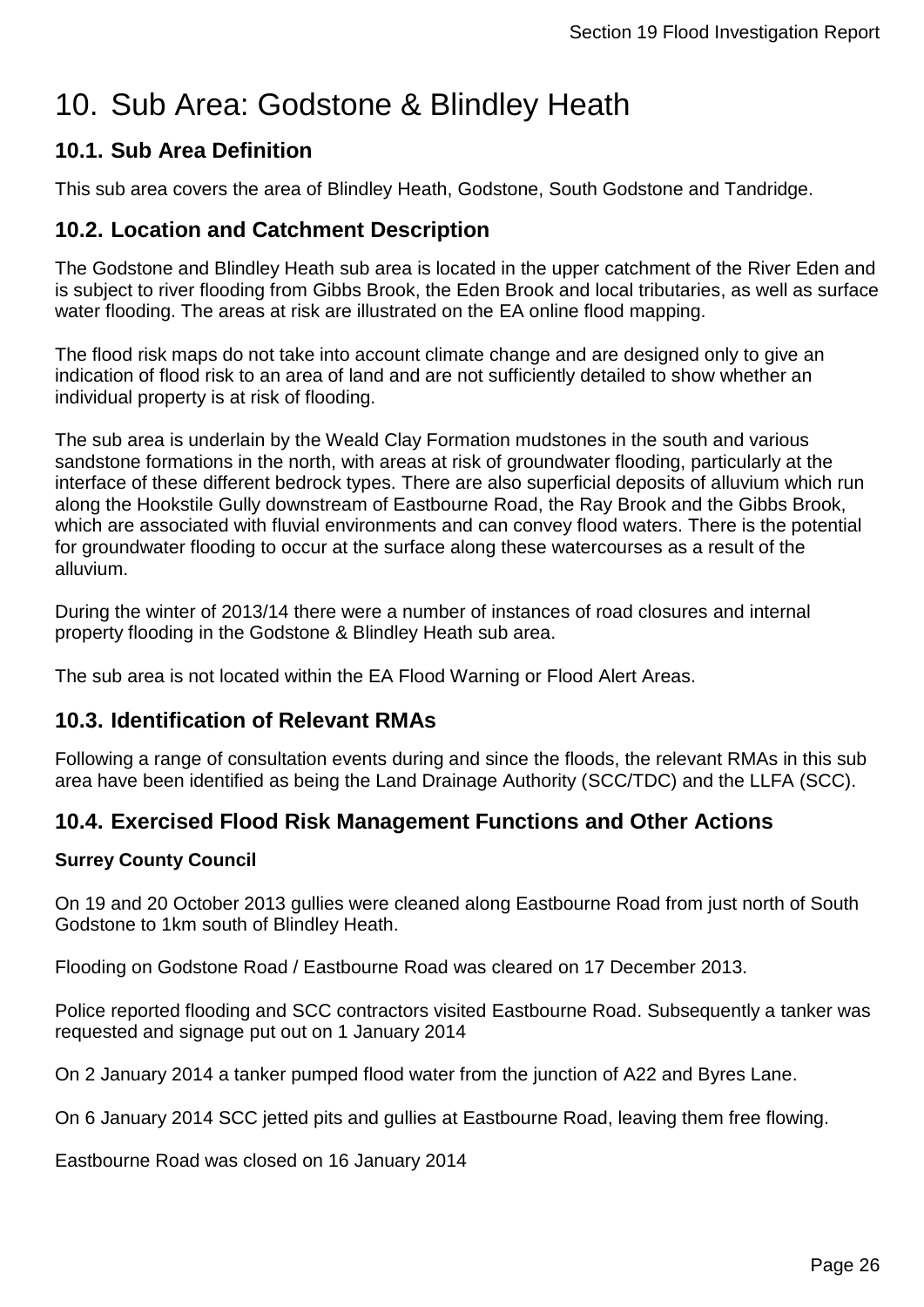# 10. Sub Area: Godstone & Blindley Heath

## 10.1. Sub Area Definition

This sub area covers the area of Blindley Heath, Godstone, South Godstone and Tandridge.

## 10.2. Location and Catchment Description

The Godstone and Blindley Heath sub area is located in the upper catchment of the River Eden and is subject to river flooding from Gibbs Brook, the Eden Brook and local tributaries, as well as surface water flooding. The areas at risk are illustrated on the EA online flood mapping.

The flood risk maps do not take into account climate change and are designed only to give an indication of flood risk to an area of land and are not sufficiently detailed to show whether an individual property is at risk of flooding.

The sub area is underlain by the Weald Clay Formation mudstones in the south and various sandstone formations in the north, with areas at risk of groundwater flooding, particularly at the interface of these different bedrock types. There are also superficial deposits of alluvium which run along the Hookstile Gully downstream of Eastbourne Road, the Ray Brook and the Gibbs Brook, which are associated with fluvial environments and can convey flood waters. There is the potential for groundwater flooding to occur at the surface along these watercourses as a result of the alluvium.

During the winter of 2013/14 there were a number of instances of road closures and internal property flooding in the Godstone & Blindley Heath sub area.

The sub area is not located within the EA Flood Warning or Flood Alert Areas.

## 10.3. Identification of Relevant RMAs

Following a range of consultation events during and since the floods, the relevant RMAs in this sub area have been identified as being the Land Drainage Authority (SCC/TDC) and the LLFA (SCC).

## 10.4. Exercised Flood Risk Management Functions and Other Actions

**Surrey County Council**

On 19 and 20 October 2013 gullies were cleaned along Eastbourne Road from just north of South Godstone to 1km south of Blindley Heath.

Flooding on Godstone Road / Eastbourne Road was cleared on 17 December 2013.

Police reported flooding and SCC contractors visited Eastbourne Road. Subsequently a tanker was requested and signage put out on 1 January 2014

On 2 January 2014 a tanker pumped flood water from the junction of A22 and Byres Lane.

On 6 January 2014 SCC jetted pits and gullies at Eastbourne Road, leaving them free flowing.

Eastbourne Road was closed on 16 January 2014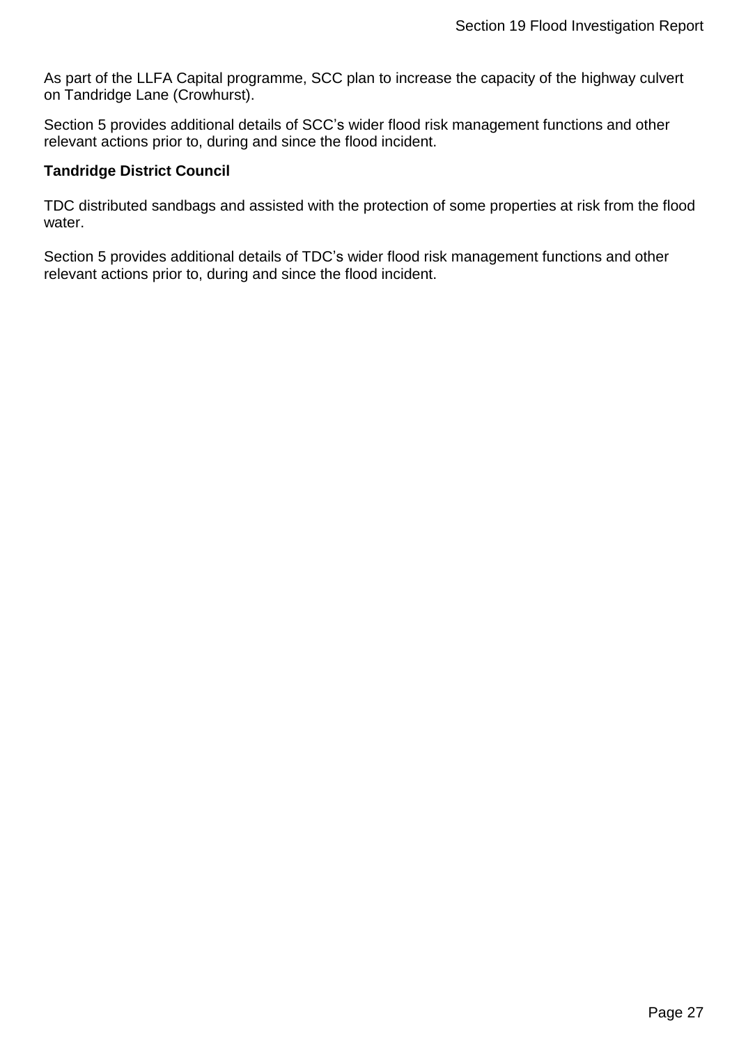As part of the LLFA Capital programme, SCC plan to increase the capacity of the highway culvert on Tandridge Lane (Crowhurst).

Section 5 provides additional details of SCC's wider flood risk management functions and other relevant actions prior to, during and since the flood incident.

**Tandridge District Council**

TDC distributed sandbags and assisted with the protection of some properties at risk from the flood water.

Section 5 provides additional details of TDC's wider flood risk management functions and other relevant actions prior to, during and since the flood incident.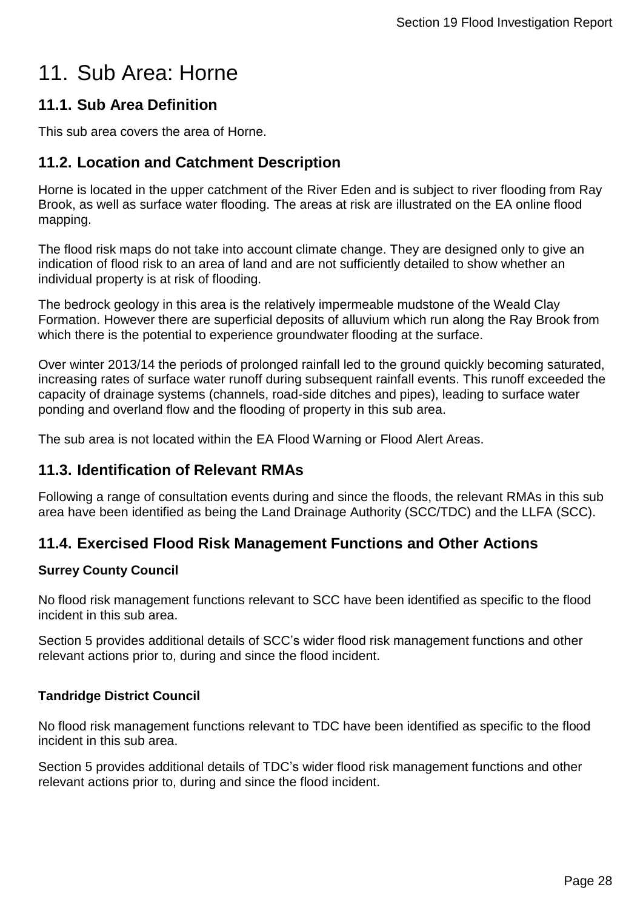# 11. Sub Area: Horne

## 11.1. Sub Area Definition

This sub area covers the area of Horne.

## 11.2. Location and Catchment Description

Horne is located in the upper catchment of the River Eden and is subject to river flooding from Ray Brook, as well as surface water flooding. The areas at risk are illustrated on the EA online flood mapping.

The flood risk maps do not take into account climate change. They are designed only to give an indication of flood risk to an area of land and are not sufficiently detailed to show whether an individual property is at risk of flooding.

The bedrock geology in this area is the relatively impermeable mudstone of the Weald Clay Formation. However there are superficial deposits of alluvium which run along the Ray Brook from which there is the potential to experience groundwater flooding at the surface.

Over winter 2013/14 the periods of prolonged rainfall led to the ground quickly becoming saturated, increasing rates of surface water runoff during subsequent rainfall events. This runoff exceeded the capacity of drainage systems (channels, road-side ditches and pipes), leading to surface water ponding and overland flow and the flooding of property in this sub area.

The sub area is not located within the EA Flood Warning or Flood Alert Areas.

## 11.3. Identification of Relevant RMAs

Following a range of consultation events during and since the floods, the relevant RMAs in this sub area have been identified as being the Land Drainage Authority (SCC/TDC) and the LLFA (SCC).

## 11.4. Exercised Flood Risk Management Functions and Other Actions

**Surrey County Council**

No flood risk management functions relevant to SCC have been identified as specific to the flood incident in this sub area.

Section 5 provides additional details of SCC's wider flood risk management functions and other relevant actions prior to, during and since the flood incident.

**Tandridge District Council**

No flood risk management functions relevant to TDC have been identified as specific to the flood incident in this sub area.

Section 5 provides additional details of TDC's wider flood risk management functions and other relevant actions prior to, during and since the flood incident.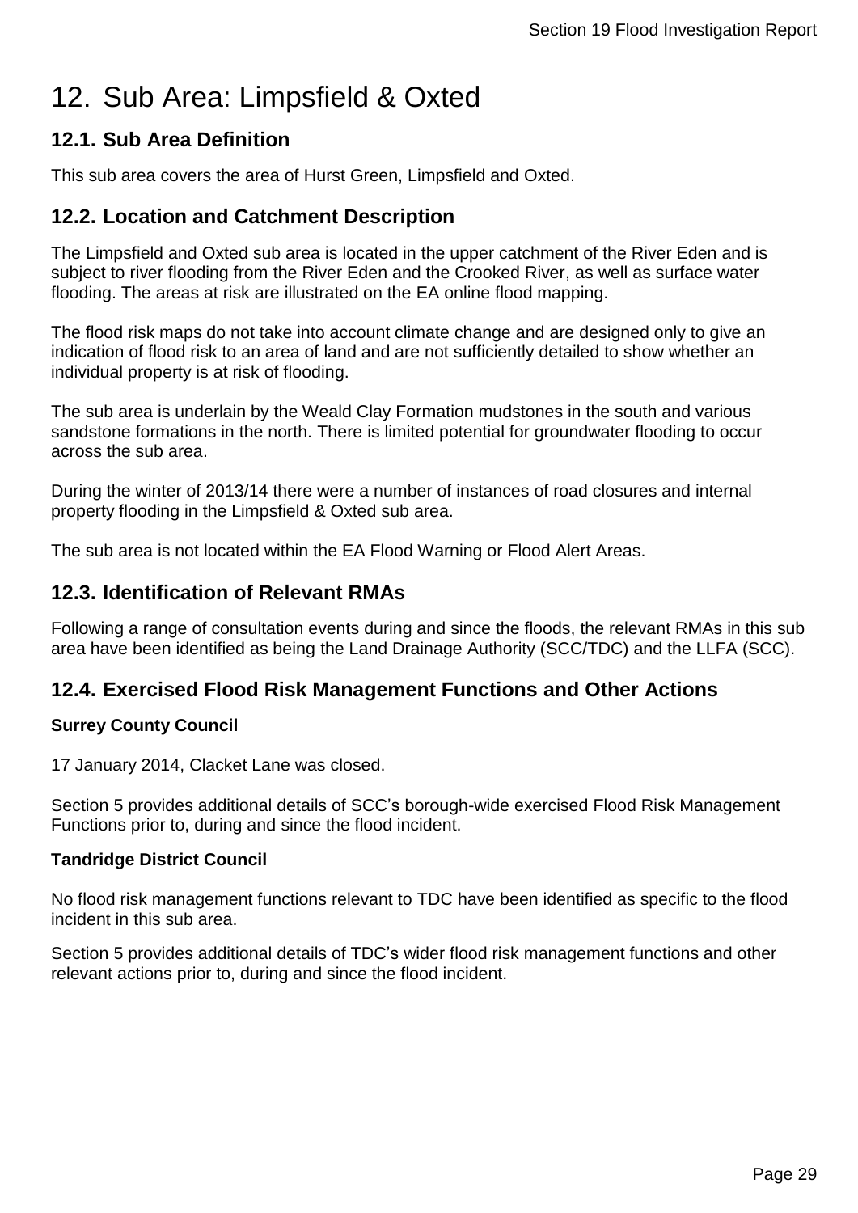# 12. Sub Area: Limpsfield & Oxted

## 12.1. Sub Area Definition

This sub area covers the area of Hurst Green, Limpsfield and Oxted.

## 12.2. Location and Catchment Description

The Limpsfield and Oxted sub area is located in the upper catchment of the River Eden and is subject to river flooding from the River Eden and the Crooked River, as well as surface water flooding. The areas at risk are illustrated on the EA online flood mapping.

The flood risk maps do not take into account climate change and are designed only to give an indication of flood risk to an area of land and are not sufficiently detailed to show whether an individual property is at risk of flooding.

The sub area is underlain by the Weald Clay Formation mudstones in the south and various sandstone formations in the north. There is limited potential for groundwater flooding to occur across the sub area.

During the winter of 2013/14 there were a number of instances of road closures and internal property flooding in the Limpsfield & Oxted sub area.

The sub area is not located within the EA Flood Warning or Flood Alert Areas.

## 12.3. Identification of Relevant RMAs

Following a range of consultation events during and since the floods, the relevant RMAs in this sub area have been identified as being the Land Drainage Authority (SCC/TDC) and the LLFA (SCC).

## 12.4. Exercised Flood Risk Management Functions and Other Actions

**Surrey County Council**

17 January 2014, Clacket Lane was closed.

Section 5 provides additional details of SCC's borough-wide exercised Flood Risk Management Functions prior to, during and since the flood incident.

**Tandridge District Council**

No flood risk management functions relevant to TDC have been identified as specific to the flood incident in this sub area.

Section 5 provides additional details of TDC's wider flood risk management functions and other relevant actions prior to, during and since the flood incident.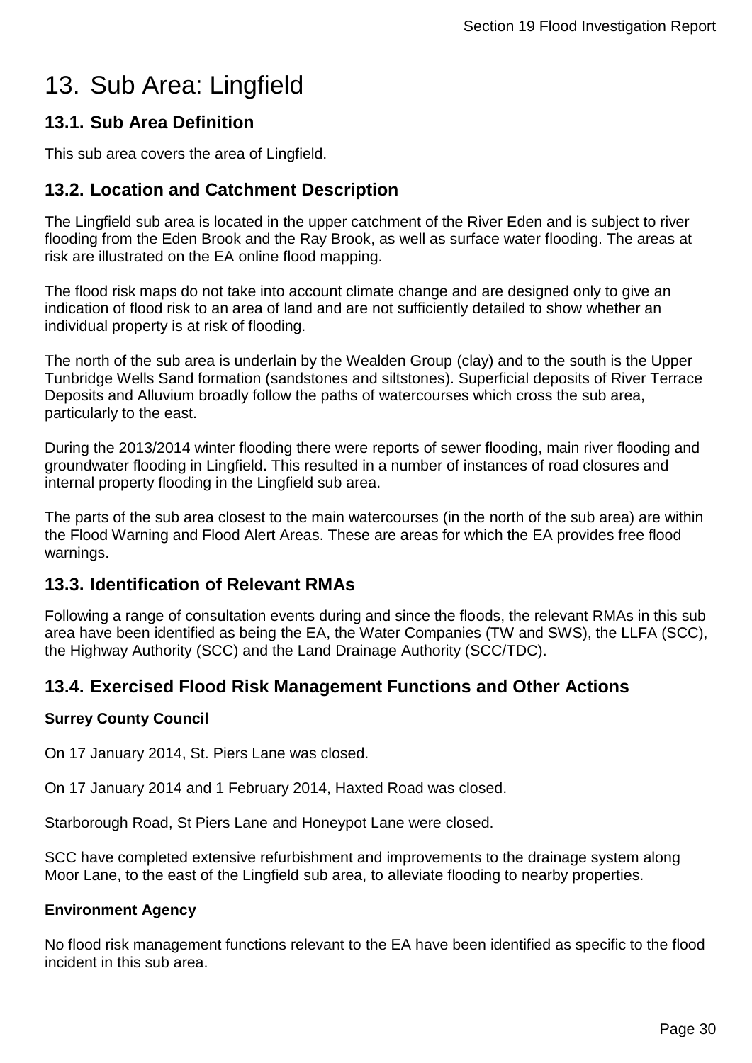# 13. Sub Area: Lingfield

## 13.1. Sub Area Definition

This sub area covers the area of Lingfield.

## 13.2. Location and Catchment Description

The Lingfield sub area is located in the upper catchment of the River Eden and is subject to river flooding from the Eden Brook and the Ray Brook, as well as surface water flooding. The areas at risk are illustrated on the EA online flood mapping.

The flood risk maps do not take into account climate change and are designed only to give an indication of flood risk to an area of land and are not sufficiently detailed to show whether an individual property is at risk of flooding.

The north of the sub area is underlain by the Wealden Group (clay) and to the south is the Upper Tunbridge Wells Sand formation (sandstones and siltstones). Superficial deposits of River Terrace Deposits and Alluvium broadly follow the paths of watercourses which cross the sub area, particularly to the east.

During the 2013/2014 winter flooding there were reports of sewer flooding, main river flooding and groundwater flooding in Lingfield. This resulted in a number of instances of road closures and internal property flooding in the Lingfield sub area.

The parts of the sub area closest to the main watercourses (in the north of the sub area) are within the Flood Warning and Flood Alert Areas. These are areas for which the EA provides free flood warnings.

## 13.3. Identification of Relevant RMAs

Following a range of consultation events during and since the floods, the relevant RMAs in this sub area have been identified as being the EA, the Water Companies (TW and SWS), the LLFA (SCC), the Highway Authority (SCC) and the Land Drainage Authority (SCC/TDC).

## 13.4. Exercised Flood Risk Management Functions and Other Actions

**Surrey County Council**

On 17 January 2014, St. Piers Lane was closed.

On 17 January 2014 and 1 February 2014, Haxted Road was closed.

Starborough Road, St Piers Lane and Honeypot Lane were closed.

SCC have completed extensive refurbishment and improvements to the drainage system along Moor Lane, to the east of the Lingfield sub area, to alleviate flooding to nearby properties.

**Environment Agency**

No flood risk management functions relevant to the EA have been identified as specific to the flood incident in this sub area.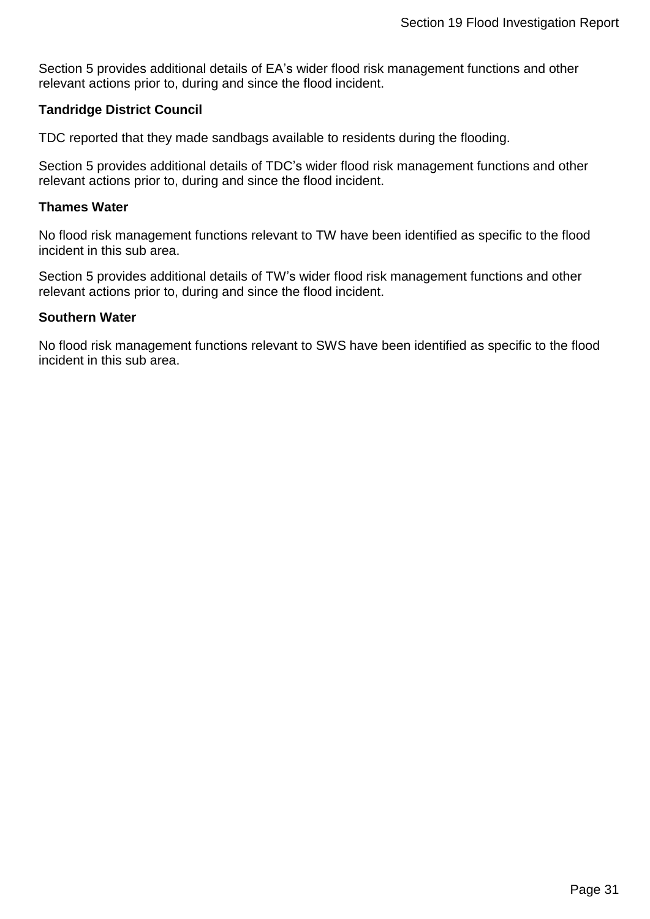Section 5 provides additional details of EA's wider flood risk management functions and other relevant actions prior to, during and since the flood incident.

**Tandridge District Council**

TDC reported that they made sandbags available to residents during the flooding.

Section 5 provides additional details of TDC's wider flood risk management functions and other relevant actions prior to, during and since the flood incident.

**Thames Water**

No flood risk management functions relevant to TW have been identified as specific to the flood incident in this sub area.

Section 5 provides additional details of TW's wider flood risk management functions and other relevant actions prior to, during and since the flood incident.

**Southern Water**

No flood risk management functions relevant to SWS have been identified as specific to the flood incident in this sub area.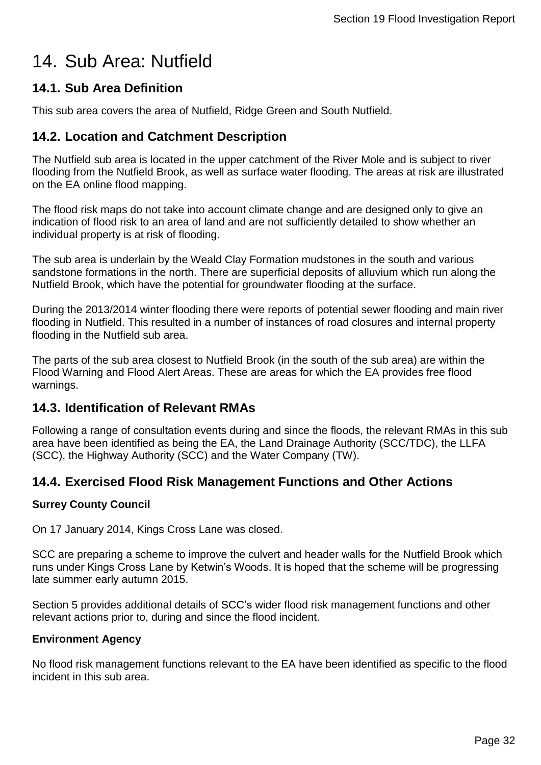# 14. Sub Area: Nutfield

## 14.1. Sub Area Definition

This sub area covers the area of Nutfield, Ridge Green and South Nutfield.

## 14.2. Location and Catchment Description

The Nutfield sub area is located in the upper catchment of the River Mole and is subject to river flooding from the Nutfield Brook, as well as surface water flooding. The areas at risk are illustrated on the EA online flood mapping.

The flood risk maps do not take into account climate change and are designed only to give an indication of flood risk to an area of land and are not sufficiently detailed to show whether an individual property is at risk of flooding.

The sub area is underlain by the Weald Clay Formation mudstones in the south and various sandstone formations in the north. There are superficial deposits of alluvium which run along the Nutfield Brook, which have the potential for groundwater flooding at the surface.

During the 2013/2014 winter flooding there were reports of potential sewer flooding and main river flooding in Nutfield. This resulted in a number of instances of road closures and internal property flooding in the Nutfield sub area.

The parts of the sub area closest to Nutfield Brook (in the south of the sub area) are within the Flood Warning and Flood Alert Areas. These are areas for which the EA provides free flood warnings.

## 14.3. Identification of Relevant RMAs

Following a range of consultation events during and since the floods, the relevant RMAs in this sub area have been identified as being the EA, the Land Drainage Authority (SCC/TDC), the LLFA (SCC), the Highway Authority (SCC) and the Water Company (TW).

## 14.4. Exercised Flood Risk Management Functions and Other Actions

**Surrey County Council**

On 17 January 2014, Kings Cross Lane was closed.

SCC are preparing a scheme to improve the culvert and header walls for the Nutfield Brook which runs under Kings Cross Lane by Ketwin's Woods. It is hoped that the scheme will be progressing late summer early autumn 2015.

Section 5 provides additional details of SCC's wider flood risk management functions and other relevant actions prior to, during and since the flood incident.

**Environment Agency**

No flood risk management functions relevant to the EA have been identified as specific to the flood incident in this sub area.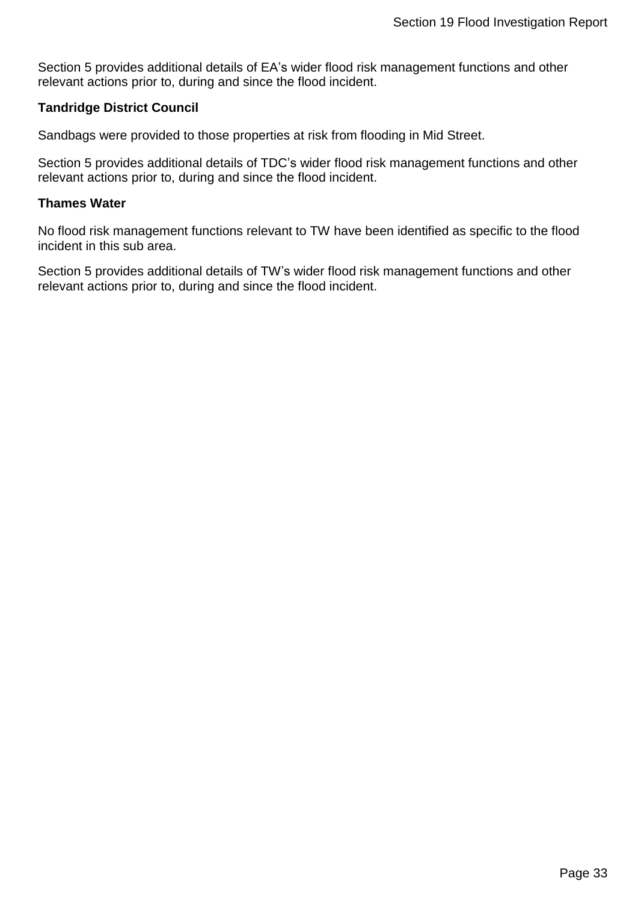Section 5 provides additional details of EA's wider flood risk management functions and other relevant actions prior to, during and since the flood incident.

**Tandridge District Council**

Sandbags were provided to those properties at risk from flooding in Mid Street.

Section 5 provides additional details of TDC's wider flood risk management functions and other relevant actions prior to, during and since the flood incident.

**Thames Water**

No flood risk management functions relevant to TW have been identified as specific to the flood incident in this sub area.

Section 5 provides additional details of TW's wider flood risk management functions and other relevant actions prior to, during and since the flood incident.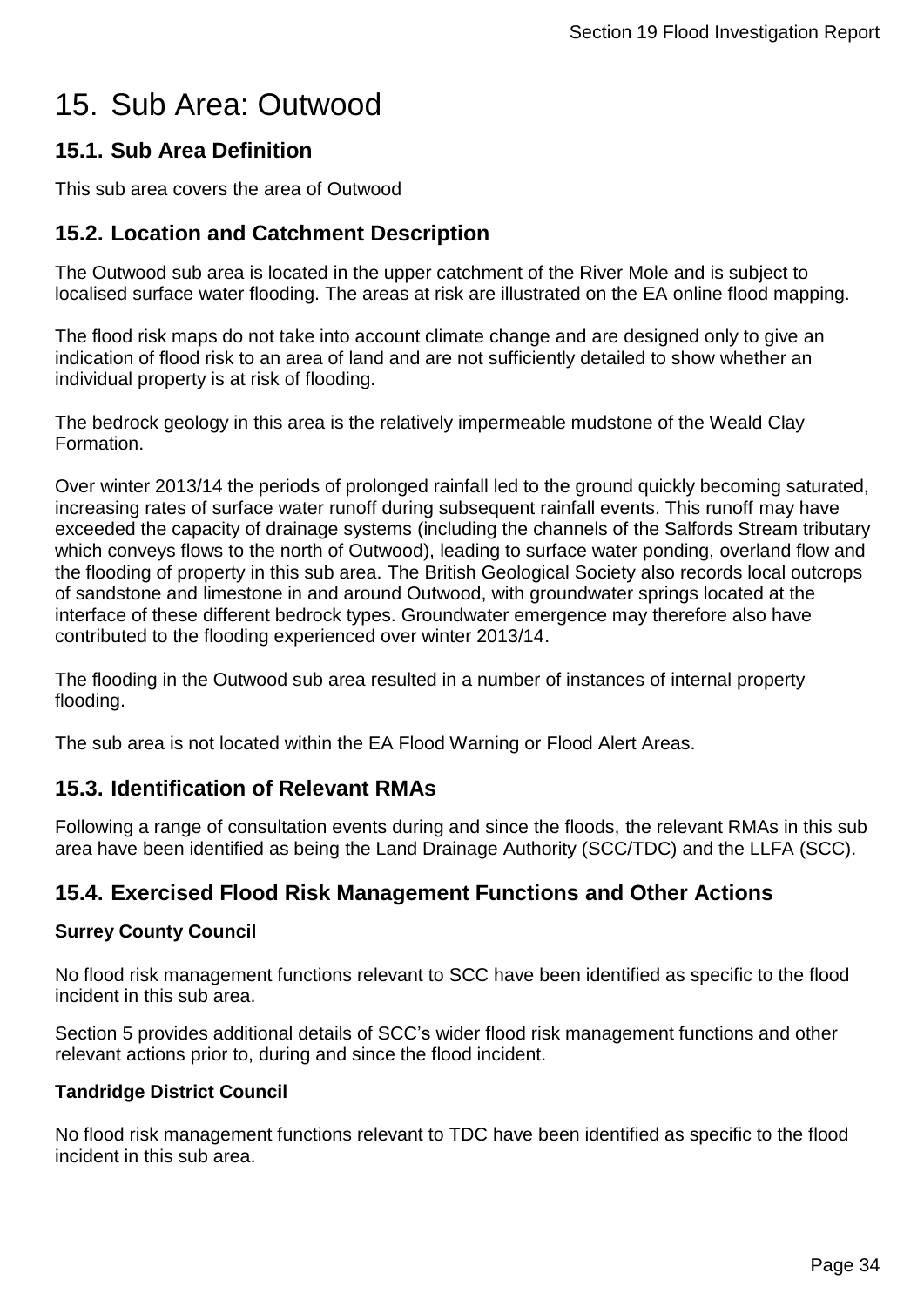# 15. Sub Area: Outwood

## 15.1. Sub Area Definition

This sub area covers the area of Outwood

## 15.2. Location and Catchment Description

The Outwood sub area is located in the upper catchment of the River Mole and is subject to localised surface water flooding. The areas at risk are illustrated on the EA online flood mapping.

The flood risk maps do not take into account climate change and are designed only to give an indication of flood risk to an area of land and are not sufficiently detailed to show whether an individual property is at risk of flooding.

The bedrock geology in this area is the relatively impermeable mudstone of the Weald Clay Formation.

Over winter 2013/14 the periods of prolonged rainfall led to the ground quickly becoming saturated, increasing rates of surface water runoff during subsequent rainfall events. This runoff may have exceeded the capacity of drainage systems (including the channels of the Salfords Stream tributary which conveys flows to the north of Outwood), leading to surface water ponding, overland flow and the flooding of property in this sub area. The British Geological Society also records local outcrops of sandstone and limestone in and around Outwood, with groundwater springs located at the interface of these different bedrock types. Groundwater emergence may therefore also have contributed to the flooding experienced over winter 2013/14.

The flooding in the Outwood sub area resulted in a number of instances of internal property flooding.

The sub area is not located within the EA Flood Warning or Flood Alert Areas.

## 15.3. Identification of Relevant RMAs

Following a range of consultation events during and since the floods, the relevant RMAs in this sub area have been identified as being the Land Drainage Authority (SCC/TDC) and the LLFA (SCC).

## 15.4. Exercised Flood Risk Management Functions and Other Actions

**Surrey County Council**

No flood risk management functions relevant to SCC have been identified as specific to the flood incident in this sub area.

Section 5 provides additional details of SCC's wider flood risk management functions and other relevant actions prior to, during and since the flood incident.

**Tandridge District Council**

No flood risk management functions relevant to TDC have been identified as specific to the flood incident in this sub area.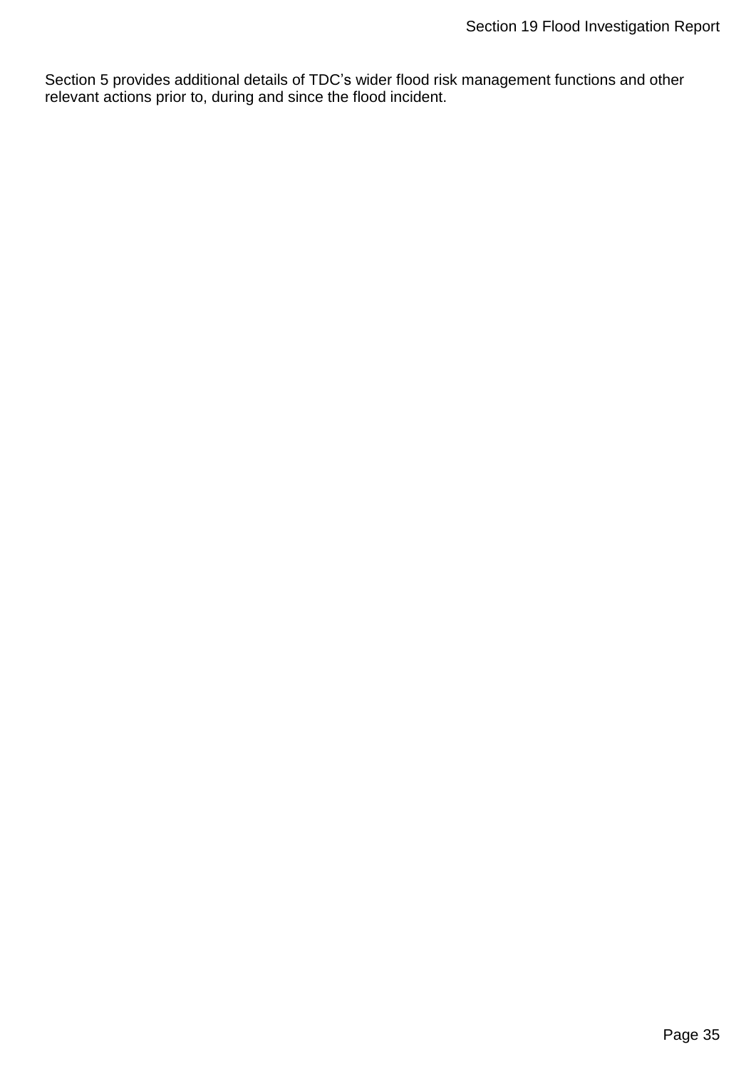Section 5 provides additional details of TDC’s wider flood risk management functions and other relevant actions prior to, during and since the flood incident.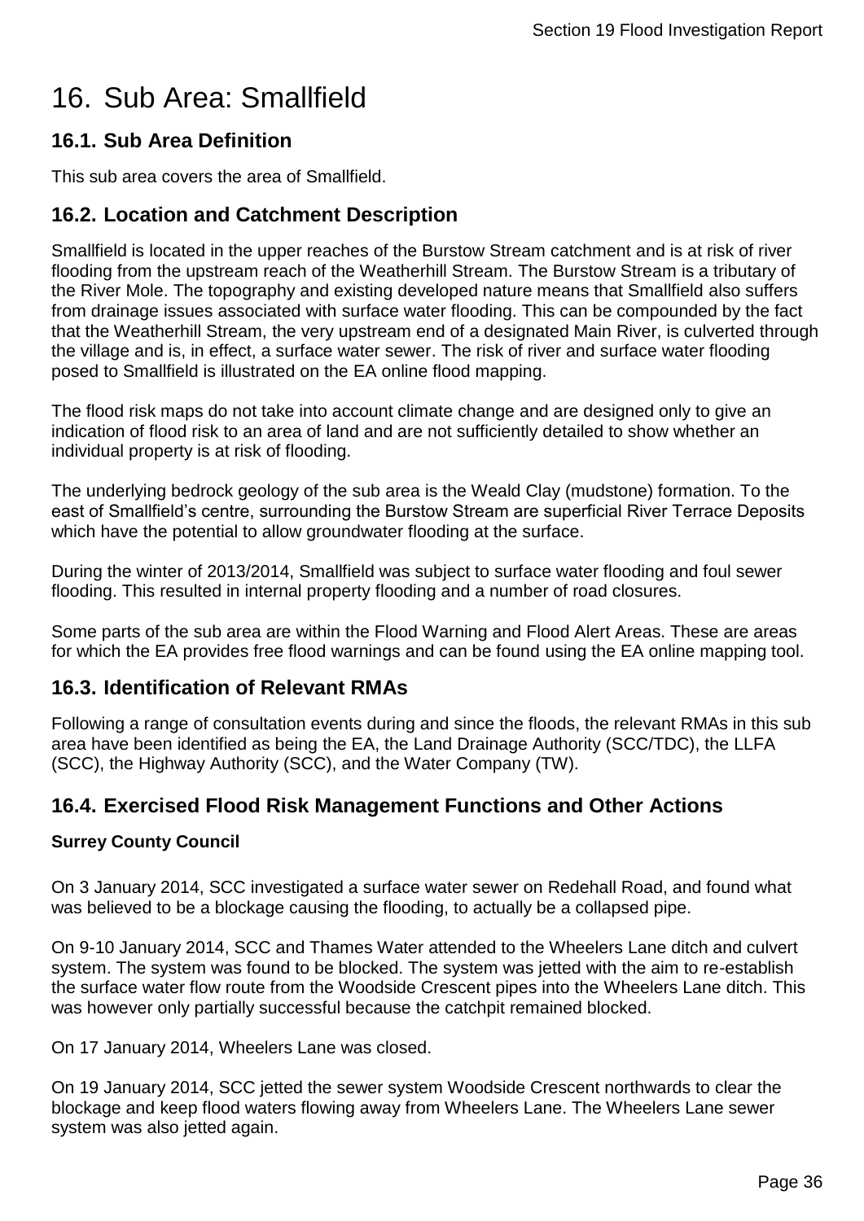# 16. Sub Area: Smallfield

## 16.1. Sub Area Definition

This sub area covers the area of Smallfield.

## 16.2. Location and Catchment Description

Smallfield is located in the upper reaches of the Burstow Stream catchment and is at risk of river flooding from the upstream reach of the Weatherhill Stream. The Burstow Stream is a tributary of the River Mole. The topography and existing developed nature means that Smallfield also suffers from drainage issues associated with surface water flooding. This can be compounded by the fact that the Weatherhill Stream, the very upstream end of a designated Main River, is culverted through the village and is, in effect, a surface water sewer. The risk of river and surface water flooding posed to Smallfield is illustrated on the EA online flood mapping.

The flood risk maps do not take into account climate change and are designed only to give an indication of flood risk to an area of land and are not sufficiently detailed to show whether an individual property is at risk of flooding.

The underlying bedrock geology of the sub area is the Weald Clay (mudstone) formation. To the east of Smallfield's centre, surrounding the Burstow Stream are superficial River Terrace Deposits which have the potential to allow groundwater flooding at the surface.

During the winter of 2013/2014, Smallfield was subject to surface water flooding and foul sewer flooding. This resulted in internal property flooding and a number of road closures.

Some parts of the sub area are within the Flood Warning and Flood Alert Areas. These are areas for which the EA provides free flood warnings and can be found using the EA online mapping tool.

## 16.3. Identification of Relevant RMAs

Following a range of consultation events during and since the floods, the relevant RMAs in this sub area have been identified as being the EA, the Land Drainage Authority (SCC/TDC), the LLFA (SCC), the Highway Authority (SCC), and the Water Company (TW).

## 16.4. Exercised Flood Risk Management Functions and Other Actions

**Surrey County Council**

On 3 January 2014, SCC investigated a surface water sewer on Redehall Road, and found what was believed to be a blockage causing the flooding, to actually be a collapsed pipe.

On 9-10 January 2014, SCC and Thames Water attended to the Wheelers Lane ditch and culvert system. The system was found to be blocked. The system was jetted with the aim to re-establish the surface water flow route from the Woodside Crescent pipes into the Wheelers Lane ditch. This was however only partially successful because the catchpit remained blocked.

On 17 January 2014, Wheelers Lane was closed.

On 19 January 2014, SCC jetted the sewer system Woodside Crescent northwards to clear the blockage and keep flood waters flowing away from Wheelers Lane. The Wheelers Lane sewer system was also jetted again.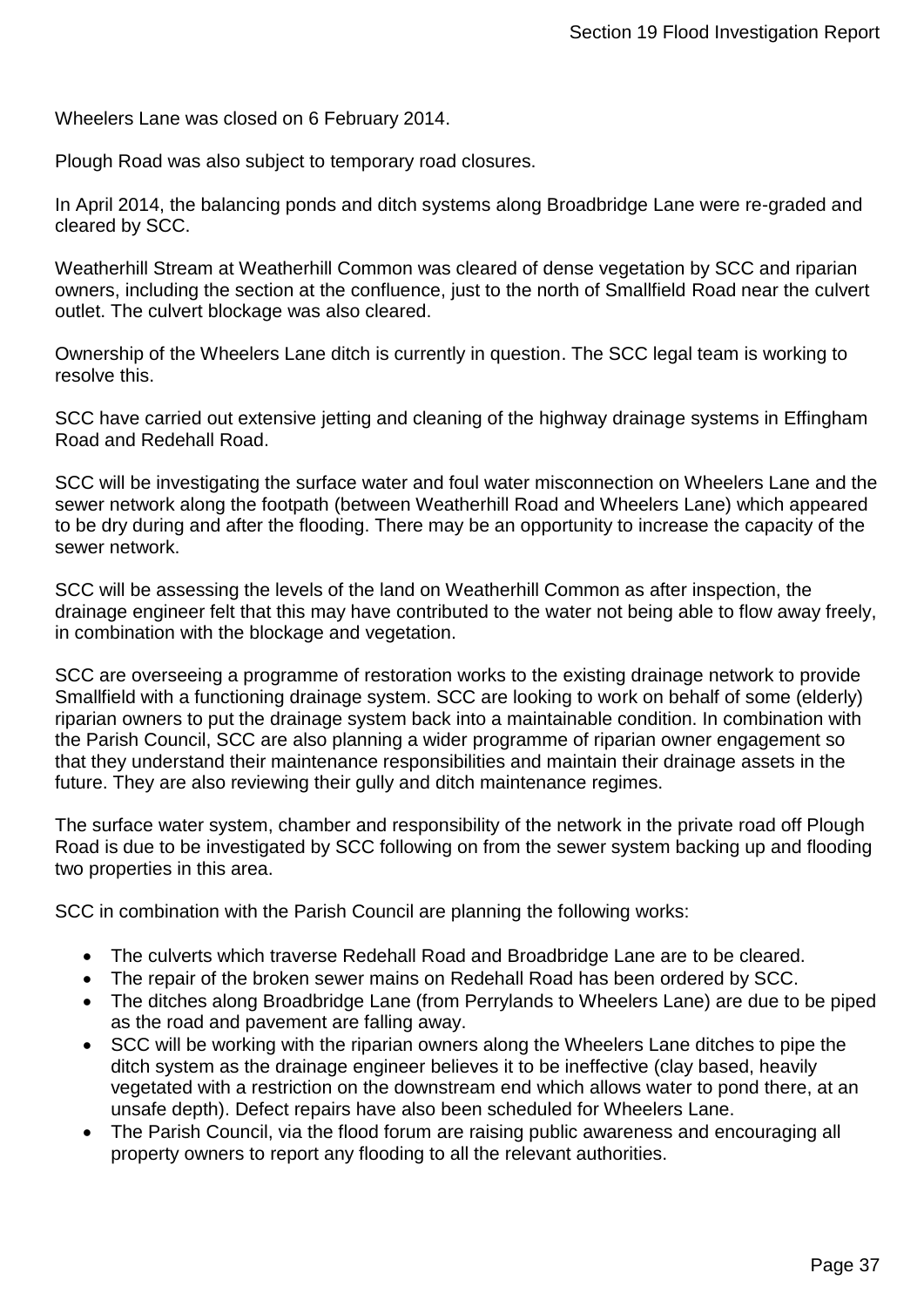Wheelers Lane was closed on 6 February 2014.

Plough Road was also subject to temporary road closures.

In April 2014, the balancing ponds and ditch systems along Broadbridge Lane were re-graded and cleared by SCC.

Weatherhill Stream at Weatherhill Common was cleared of dense vegetation by SCC and riparian owners, including the section at the confluence, just to the north of Smallfield Road near the culvert outlet. The culvert blockage was also cleared.

Ownership of the Wheelers Lane ditch is currently in question. The SCC legal team is working to resolve this.

SCC have carried out extensive jetting and cleaning of the highway drainage systems in Effingham Road and Redehall Road.

SCC will be investigating the surface water and foul water misconnection on Wheelers Lane and the sewer network along the footpath (between Weatherhill Road and Wheelers Lane) which appeared to be dry during and after the flooding. There may be an opportunity to increase the capacity of the sewer network.

SCC will be assessing the levels of the land on Weatherhill Common as after inspection, the drainage engineer felt that this may have contributed to the water not being able to flow away freely, in combination with the blockage and vegetation.

SCC are overseeing a programme of restoration works to the existing drainage network to provide Smallfield with a functioning drainage system. SCC are looking to work on behalf of some (elderly) riparian owners to put the drainage system back into a maintainable condition. In combination with the Parish Council, SCC are also planning a wider programme of riparian owner engagement so that they understand their maintenance responsibilities and maintain their drainage assets in the future. They are also reviewing their gully and ditch maintenance regimes.

The surface water system, chamber and responsibility of the network in the private road off Plough Road is due to be investigated by SCC following on from the sewer system backing up and flooding two properties in this area.

SCC in combination with the Parish Council are planning the following works:

- The culverts which traverse Redehall Road and Broadbridge Lane are to be cleared.
- The repair of the broken sewer mains on Redehall Road has been ordered by SCC.
- The ditches along Broadbridge Lane (from Perrylands to Wheelers Lane) are due to be piped as the road and pavement are falling away.
- SCC will be working with the riparian owners along the Wheelers Lane ditches to pipe the ditch system as the drainage engineer believes it to be ineffective (clay based, heavily vegetated with a restriction on the downstream end which allows water to pond there, at an unsafe depth). Defect repairs have also been scheduled for Wheelers Lane.
- The Parish Council, via the flood forum are raising public awareness and encouraging all property owners to report any flooding to all the relevant authorities.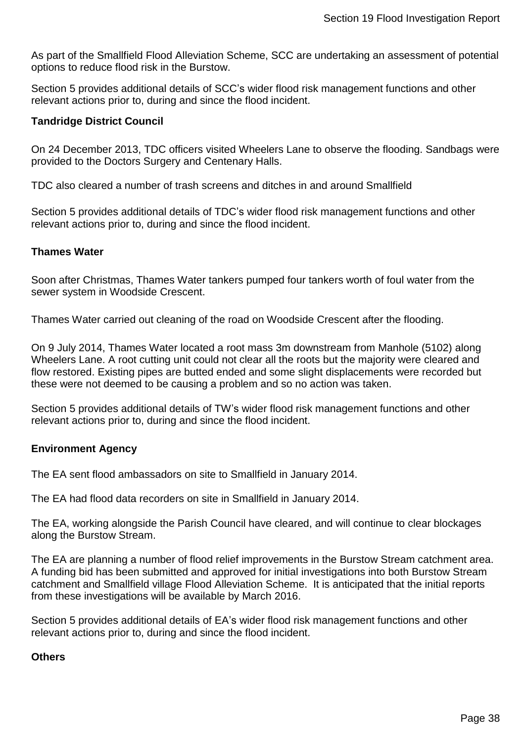As part of the Smallfield Flood Alleviation Scheme, SCC are undertaking an assessment of potential options to reduce flood risk in the Burstow.

Section 5 provides additional details of SCC's wider flood risk management functions and other relevant actions prior to, during and since the flood incident.

**Tandridge District Council**

On 24 December 2013, TDC officers visited Wheelers Lane to observe the flooding. Sandbags were provided to the Doctors Surgery and Centenary Halls.

TDC also cleared a number of trash screens and ditches in and around Smallfield

Section 5 provides additional details of TDC's wider flood risk management functions and other relevant actions prior to, during and since the flood incident.

**Thames Water**

Soon after Christmas, Thames Water tankers pumped four tankers worth of foul water from the sewer system in Woodside Crescent.

Thames Water carried out cleaning of the road on Woodside Crescent after the flooding.

On 9 July 2014, Thames Water located a root mass 3m downstream from Manhole (5102) along Wheelers Lane. A root cutting unit could not clear all the roots but the majority were cleared and flow restored. Existing pipes are butted ended and some slight displacements were recorded but these were not deemed to be causing a problem and so no action was taken.

Section 5 provides additional details of TW's wider flood risk management functions and other relevant actions prior to, during and since the flood incident.

**Environment Agency**

The EA sent flood ambassadors on site to Smallfield in January 2014.

The EA had flood data recorders on site in Smallfield in January 2014.

The EA, working alongside the Parish Council have cleared, and will continue to clear blockages along the Burstow Stream.

The EA are planning a number of flood relief improvements in the Burstow Stream catchment area. A funding bid has been submitted and approved for initial investigations into both Burstow Stream catchment and Smallfield village Flood Alleviation Scheme. It is anticipated that the initial reports from these investigations will be available by March 2016.

Section 5 provides additional details of EA's wider flood risk management functions and other relevant actions prior to, during and since the flood incident.

**Others**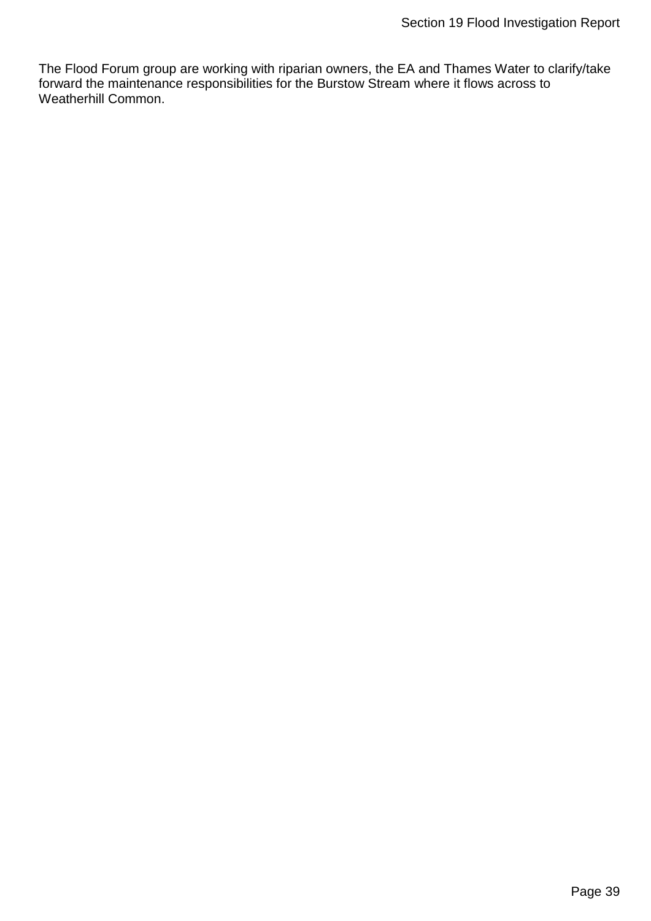The Flood Forum group are working with riparian owners, the EA and Thames Water to clarify/take forward the maintenance responsibilities for the Burstow Stream where it flows across to Weatherhill Common.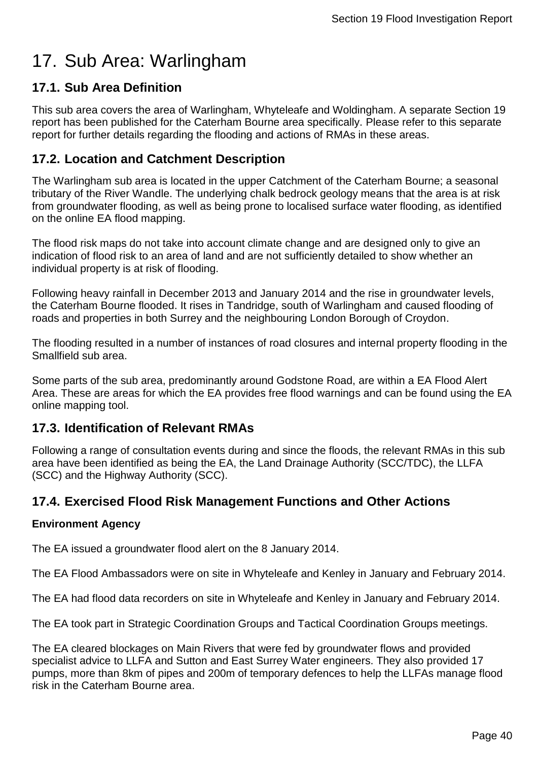# 17. Sub Area: Warlingham

## 17.1. Sub Area Definition

This sub area covers the area of Warlingham, Whyteleafe and Woldingham. A separate Section 19 report has been published for the Caterham Bourne area specifically. Please refer to this separate report for further details regarding the flooding and actions of RMAs in these areas.

## 17.2. Location and Catchment Description

The Warlingham sub area is located in the upper Catchment of the Caterham Bourne; a seasonal tributary of the River Wandle. The underlying chalk bedrock geology means that the area is at risk from groundwater flooding, as well as being prone to localised surface water flooding, as identified on the online EA flood mapping.

The flood risk maps do not take into account climate change and are designed only to give an indication of flood risk to an area of land and are not sufficiently detailed to show whether an individual property is at risk of flooding.

Following heavy rainfall in December 2013 and January 2014 and the rise in groundwater levels, the Caterham Bourne flooded. It rises in Tandridge, south of Warlingham and caused flooding of roads and properties in both Surrey and the neighbouring London Borough of Croydon.

The flooding resulted in a number of instances of road closures and internal property flooding in the Smallfield sub area.

Some parts of the sub area, predominantly around Godstone Road, are within a EA Flood Alert Area. These are areas for which the EA provides free flood warnings and can be found using the EA online mapping tool.

## 17.3. Identification of Relevant RMAs

Following a range of consultation events during and since the floods, the relevant RMAs in this sub area have been identified as being the EA, the Land Drainage Authority (SCC/TDC), the LLFA (SCC) and the Highway Authority (SCC).

## 17.4. Exercised Flood Risk Management Functions and Other Actions

**Environment Agency**

The EA issued a groundwater flood alert on the 8 January 2014.

The EA Flood Ambassadors were on site in Whyteleafe and Kenley in January and February 2014.

The EA had flood data recorders on site in Whyteleafe and Kenley in January and February 2014.

The EA took part in Strategic Coordination Groups and Tactical Coordination Groups meetings.

The EA cleared blockages on Main Rivers that were fed by groundwater flows and provided specialist advice to LLFA and Sutton and East Surrey Water engineers. They also provided 17 pumps, more than 8km of pipes and 200m of temporary defences to help the LLFAs manage flood risk in the Caterham Bourne area.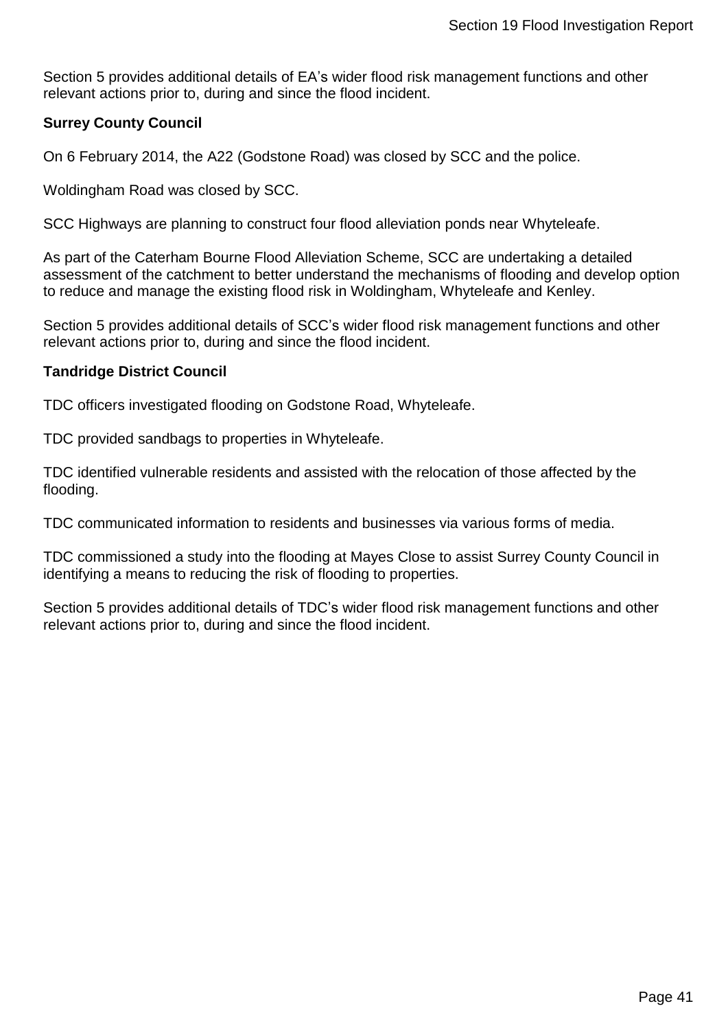Section 5 provides additional details of EA's wider flood risk management functions and other relevant actions prior to, during and since the flood incident.

**Surrey County Council**

On 6 February 2014, the A22 (Godstone Road) was closed by SCC and the police.

Woldingham Road was closed by SCC.

SCC Highways are planning to construct four flood alleviation ponds near Whyteleafe.

As part of the Caterham Bourne Flood Alleviation Scheme, SCC are undertaking a detailed assessment of the catchment to better understand the mechanisms of flooding and develop option to reduce and manage the existing flood risk in Woldingham, Whyteleafe and Kenley.

Section 5 provides additional details of SCC's wider flood risk management functions and other relevant actions prior to, during and since the flood incident.

**Tandridge District Council**

TDC officers investigated flooding on Godstone Road, Whyteleafe.

TDC provided sandbags to properties in Whyteleafe.

TDC identified vulnerable residents and assisted with the relocation of those affected by the flooding.

TDC communicated information to residents and businesses via various forms of media.

TDC commissioned a study into the flooding at Mayes Close to assist Surrey County Council in identifying a means to reducing the risk of flooding to properties.

Section 5 provides additional details of TDC's wider flood risk management functions and other relevant actions prior to, during and since the flood incident.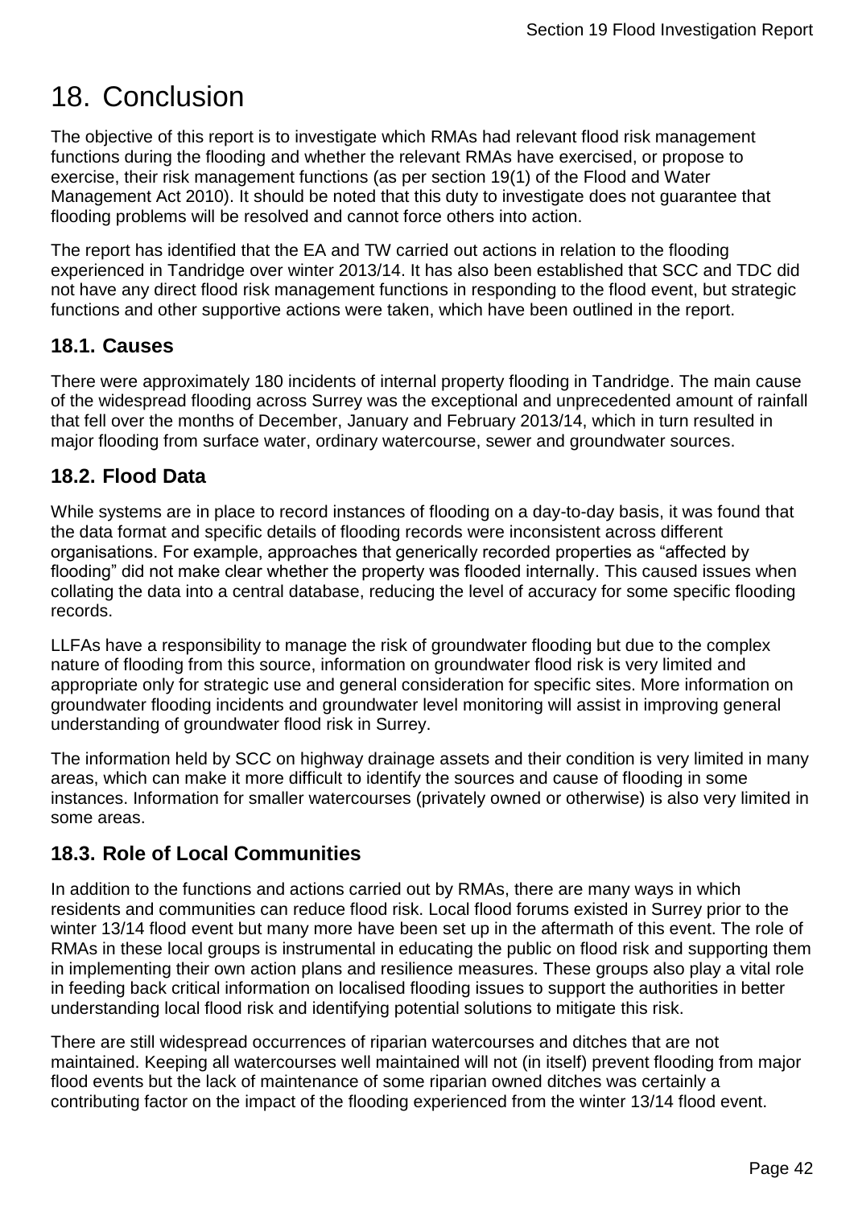# 18. Conclusion

The objective of this report is to investigate which RMAs had relevant flood risk management functions during the flooding and whether the relevant RMAs have exercised, or propose to exercise, their risk management functions (as per section 19(1) of the Flood and Water Management Act 2010). It should be noted that this duty to investigate does not guarantee that flooding problems will be resolved and cannot force others into action.

The report has identified that the EA and TW carried out actions in relation to the flooding experienced in Tandridge over winter 2013/14. It has also been established that SCC and TDC did not have any direct flood risk management functions in responding to the flood event, but strategic functions and other supportive actions were taken, which have been outlined in the report.

## 18.1. Causes

There were approximately 180 incidents of internal property flooding in Tandridge. The main cause of the widespread flooding across Surrey was the exceptional and unprecedented amount of rainfall that fell over the months of December, January and February 2013/14, which in turn resulted in major flooding from surface water, ordinary watercourse, sewer and groundwater sources.

## 18.2. Flood Data

While systems are in place to record instances of flooding on a day-to-day basis, it was found that the data format and specific details of flooding records were inconsistent across different organisations. For example, approaches that generically recorded properties as "affected by flooding" did not make clear whether the property was flooded internally. This caused issues when collating the data into a central database, reducing the level of accuracy for some specific flooding records.

LLFAs have a responsibility to manage the risk of groundwater flooding but due to the complex nature of flooding from this source, information on groundwater flood risk is very limited and appropriate only for strategic use and general consideration for specific sites. More information on groundwater flooding incidents and groundwater level monitoring will assist in improving general understanding of groundwater flood risk in Surrey.

The information held by SCC on highway drainage assets and their condition is very limited in many areas, which can make it more difficult to identify the sources and cause of flooding in some instances. Information for smaller watercourses (privately owned or otherwise) is also very limited in some areas.

## 18.3. Role of Local Communities

In addition to the functions and actions carried out by RMAs, there are many ways in which residents and communities can reduce flood risk. Local flood forums existed in Surrey prior to the winter 13/14 flood event but many more have been set up in the aftermath of this event. The role of RMAs in these local groups is instrumental in educating the public on flood risk and supporting them in implementing their own action plans and resilience measures. These groups also play a vital role in feeding back critical information on localised flooding issues to support the authorities in better understanding local flood risk and identifying potential solutions to mitigate this risk.

There are still widespread occurrences of riparian watercourses and ditches that are not maintained. Keeping all watercourses well maintained will not (in itself) prevent flooding from major flood events but the lack of maintenance of some riparian owned ditches was certainly a contributing factor on the impact of the flooding experienced from the winter 13/14 flood event.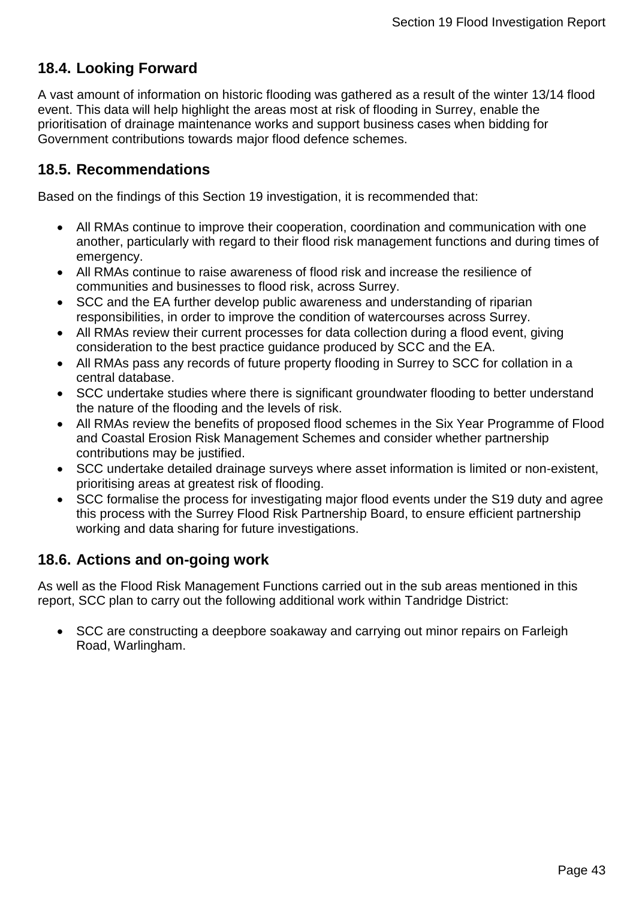## 18.4. Looking Forward

A vast amount of information on historic flooding was gathered as a result of the winter 13/14 flood event. This data will help highlight the areas most at risk of flooding in Surrey, enable the prioritisation of drainage maintenance works and support business cases when bidding for Government contributions towards major flood defence schemes.

## 18.5. Recommendations

Based on the findings of this Section 19 investigation, it is recommended that:

- All RMAs continue to improve their cooperation, coordination and communication with one another, particularly with regard to their flood risk management functions and during times of emergency.
- All RMAs continue to raise awareness of flood risk and increase the resilience of communities and businesses to flood risk, across Surrey.
- SCC and the EA further develop public awareness and understanding of riparian responsibilities, in order to improve the condition of watercourses across Surrey.
- All RMAs review their current processes for data collection during a flood event, giving consideration to the best practice guidance produced by SCC and the EA.
- All RMAs pass any records of future property flooding in Surrey to SCC for collation in a central database.
- SCC undertake studies where there is significant groundwater flooding to better understand the nature of the flooding and the levels of risk.
- All RMAs review the benefits of proposed flood schemes in the Six Year Programme of Flood and Coastal Erosion Risk Management Schemes and consider whether partnership contributions may be justified.
- SCC undertake detailed drainage surveys where asset information is limited or non-existent, prioritising areas at greatest risk of flooding.
- SCC formalise the process for investigating major flood events under the S19 duty and agree this process with the Surrey Flood Risk Partnership Board, to ensure efficient partnership working and data sharing for future investigations.

## 18.6. Actions and on-going work

As well as the Flood Risk Management Functions carried out in the sub areas mentioned in this report, SCC plan to carry out the following additional work within Tandridge District:

- SCC are constructing a deepbore soakaway and carrying out minor repairs on Farleigh Road, Warlingham.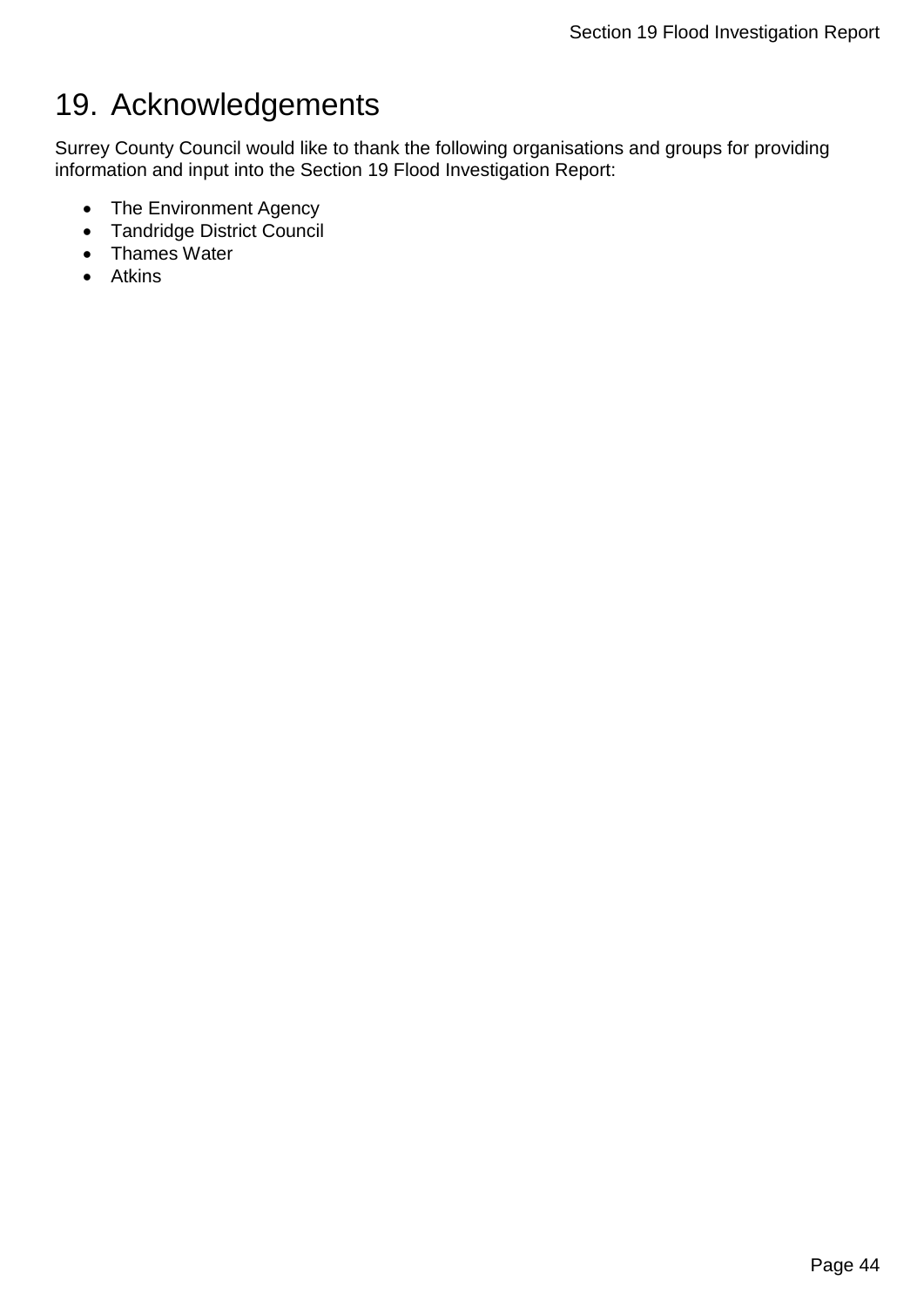# 19. Acknowledgements

Surrey County Council would like to thank the following organisations and groups for providing information and input into the Section 19 Flood Investigation Report:

- The Environment Agency
- Tandridge District Council
- Thames Water
- Atkins